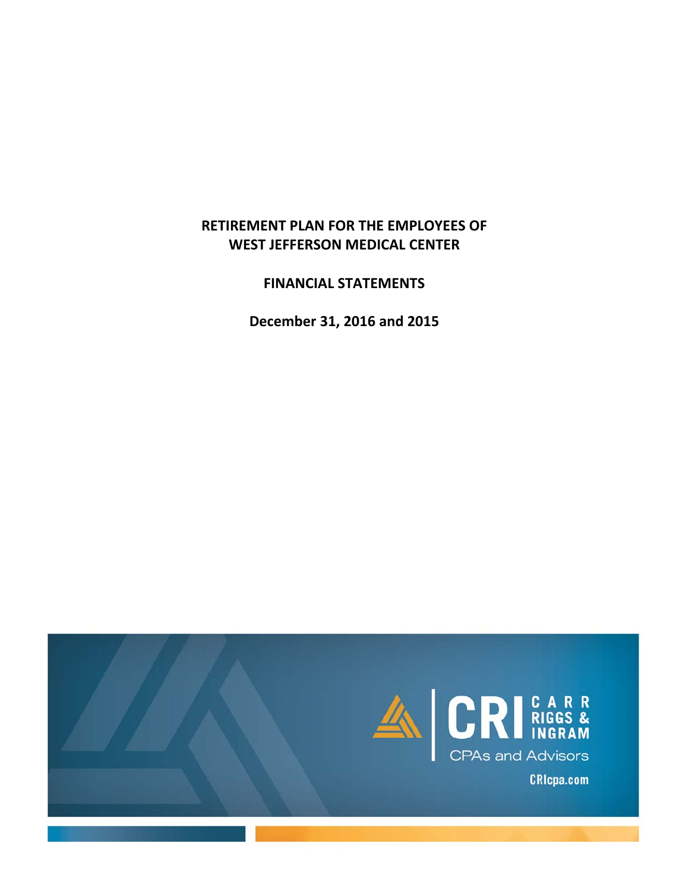# RETIREMENT PLAN FOR THE EMPLOYEES OF WEST JEFFERSON MEDICAL CENTER

## FINANCIAL STATEMENTS

**December 31, 2016 and 2015**

CRI CARR RIGGS & INGRAM

CPAs and Advisors

CRIcpa.com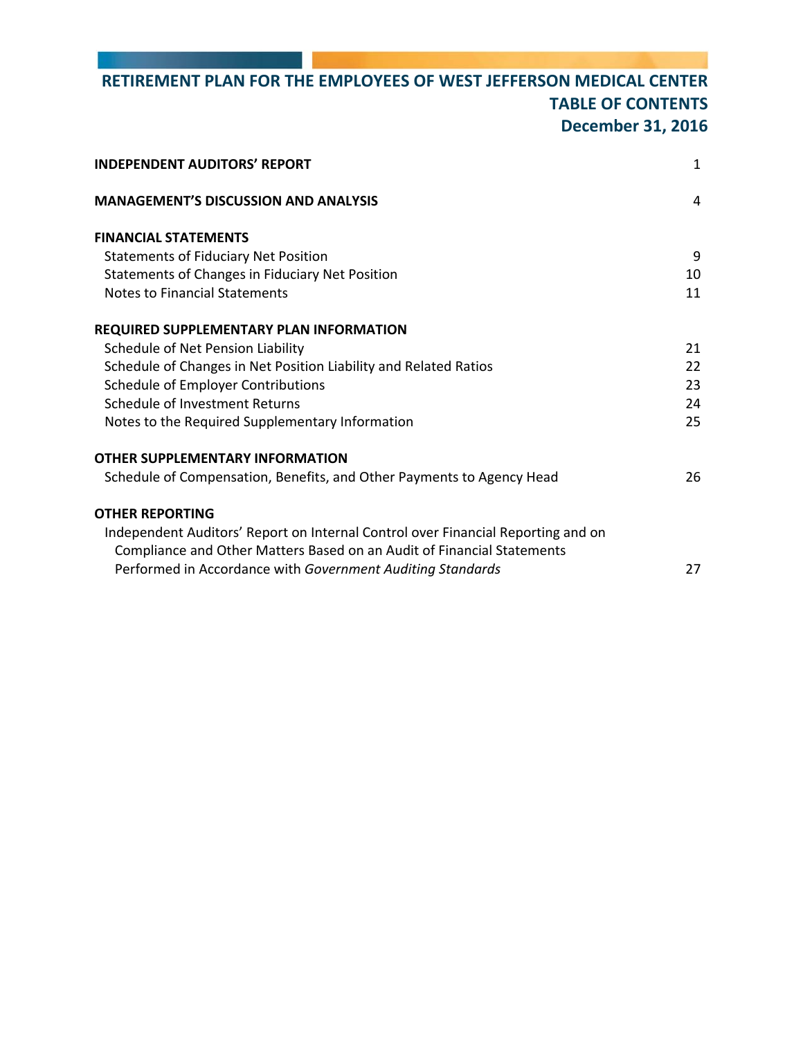# RETIREMENT PLAN FOR THE EMPLOYEES OF WEST JEFFERSON MEDICAL CENTER
## TABLE OF CONTENTS
## December 31, 2016

| | |
|---|---|
| **INDEPENDENT AUDITORS' REPORT** | 1 |
| **MANAGEMENT'S DISCUSSION AND ANALYSIS** | 4 |
| **FINANCIAL STATEMENTS** | |
| Statements of Fiduciary Net Position | 9 |
| Statements of Changes in Fiduciary Net Position | 10 |
| Notes to Financial Statements | 11 |
| **REQUIRED SUPPLEMENTARY PLAN INFORMATION** | |
| Schedule of Net Pension Liability | 21 |
| Schedule of Changes in Net Position Liability and Related Ratios | 22 |
| Schedule of Employer Contributions | 23 |
| Schedule of Investment Returns | 24 |
| Notes to the Required Supplementary Information | 25 |
| **OTHER SUPPLEMENTARY INFORMATION** | |
| Schedule of Compensation, Benefits, and Other Payments to Agency Head | 26 |
| **OTHER REPORTING** | |
| Independent Auditors' Report on Internal Control over Financial Reporting and on Compliance and Other Matters Based on an Audit of Financial Statements Performed in Accordance with *Government Auditing Standards* | 27 |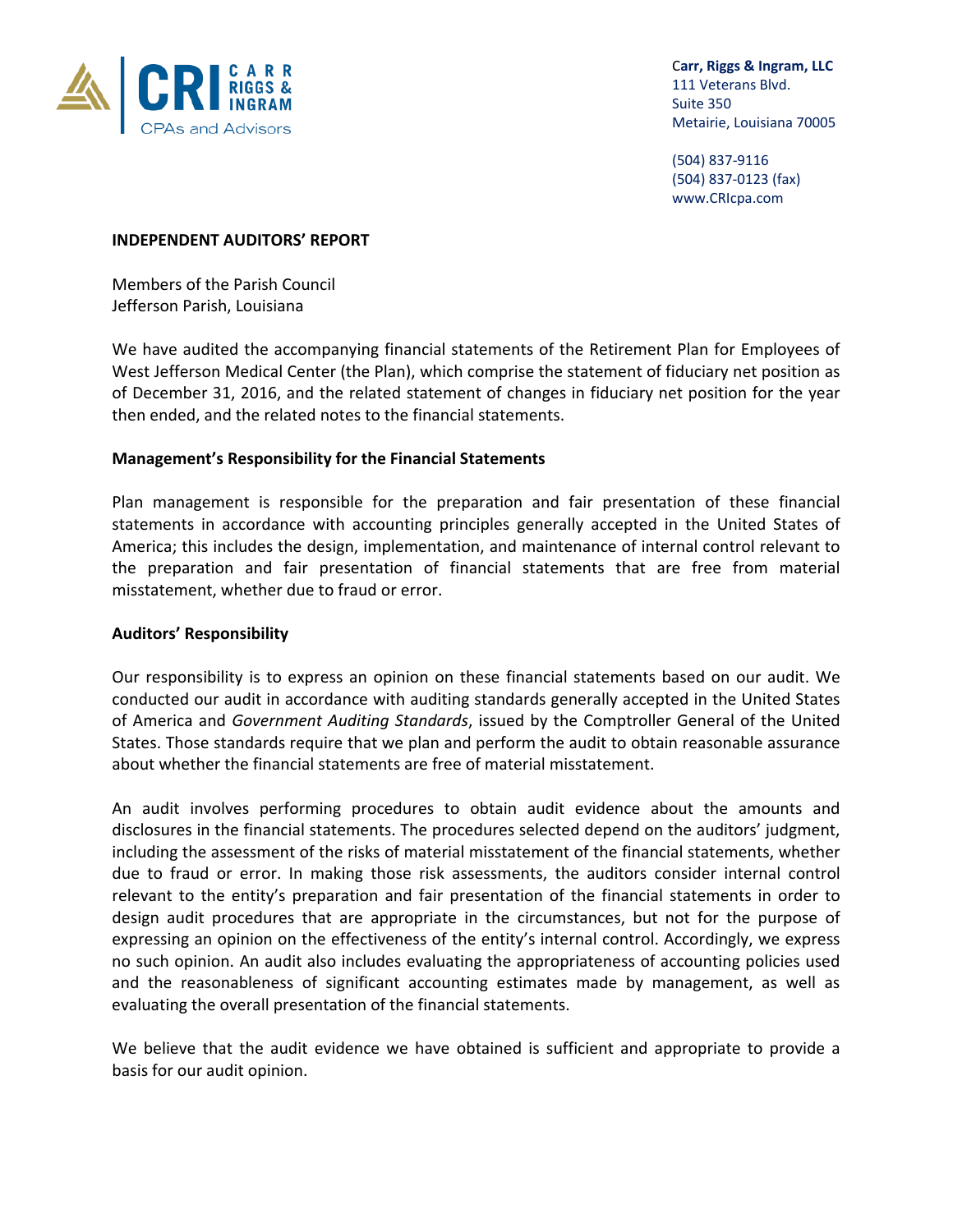Carr, Riggs & Ingram, LLC
111 Veterans Blvd.
Suite 350
Metairie, Louisiana 70005

(504) 837-9116
(504) 837-0123 (fax)
www.CRIcpa.com

**INDEPENDENT AUDITORS' REPORT**

Members of the Parish Council
Jefferson Parish, Louisiana

We have audited the accompanying financial statements of the Retirement Plan for Employees of West Jefferson Medical Center (the Plan), which comprise the statement of fiduciary net position as of December 31, 2016, and the related statement of changes in fiduciary net position for the year then ended, and the related notes to the financial statements.

**Management's Responsibility for the Financial Statements**

Plan management is responsible for the preparation and fair presentation of these financial statements in accordance with accounting principles generally accepted in the United States of America; this includes the design, implementation, and maintenance of internal control relevant to the preparation and fair presentation of financial statements that are free from material misstatement, whether due to fraud or error.

**Auditors' Responsibility**

Our responsibility is to express an opinion on these financial statements based on our audit. We conducted our audit in accordance with auditing standards generally accepted in the United States of America and *Government Auditing Standards*, issued by the Comptroller General of the United States. Those standards require that we plan and perform the audit to obtain reasonable assurance about whether the financial statements are free of material misstatement.

An audit involves performing procedures to obtain audit evidence about the amounts and disclosures in the financial statements. The procedures selected depend on the auditors' judgment, including the assessment of the risks of material misstatement of the financial statements, whether due to fraud or error. In making those risk assessments, the auditors consider internal control relevant to the entity's preparation and fair presentation of the financial statements in order to design audit procedures that are appropriate in the circumstances, but not for the purpose of expressing an opinion on the effectiveness of the entity's internal control. Accordingly, we express no such opinion. An audit also includes evaluating the appropriateness of accounting policies used and the reasonableness of significant accounting estimates made by management, as well as evaluating the overall presentation of the financial statements.

We believe that the audit evidence we have obtained is sufficient and appropriate to provide a basis for our audit opinion.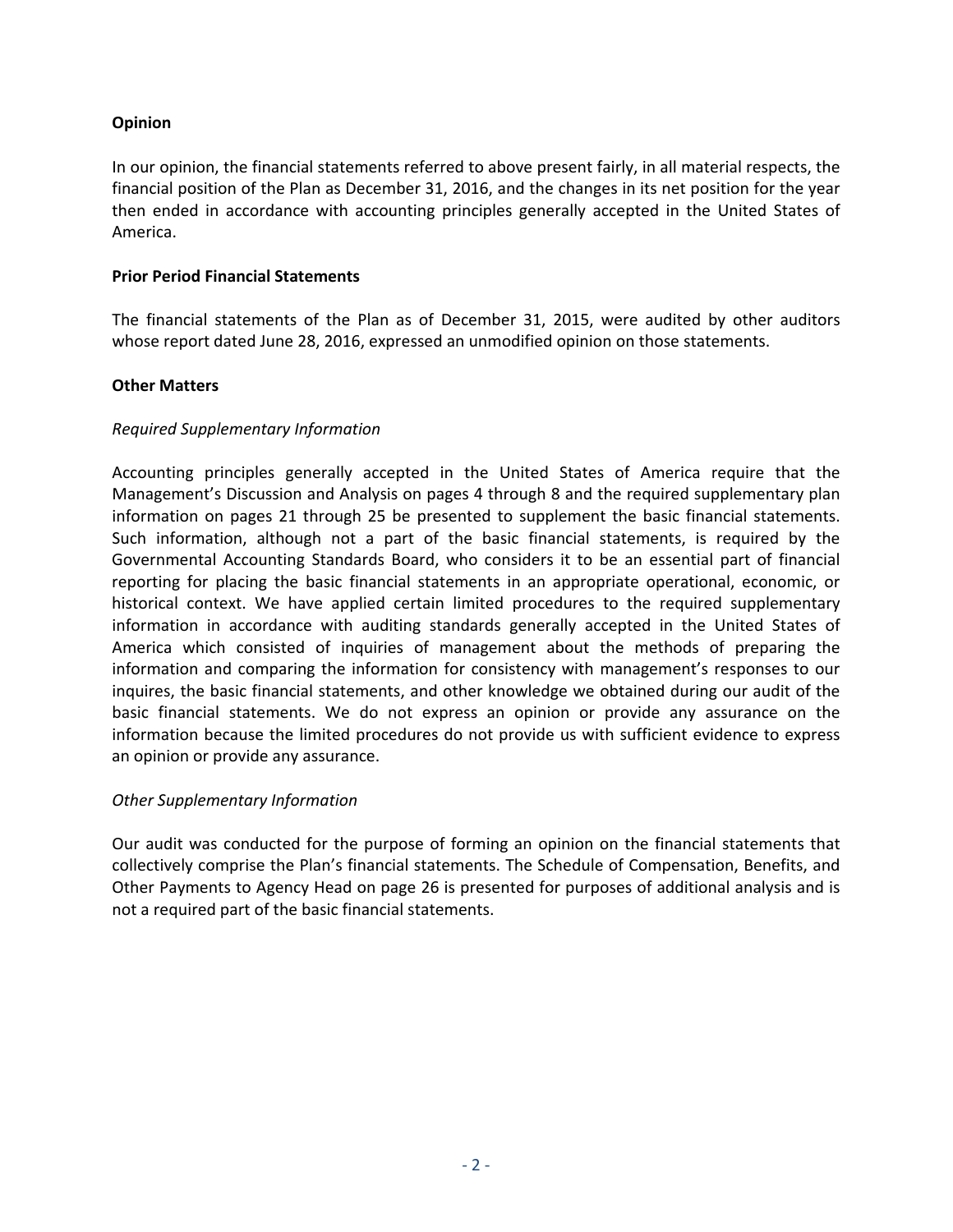### Opinion

In our opinion, the financial statements referred to above present fairly, in all material respects, the financial position of the Plan as December 31, 2016, and the changes in its net position for the year then ended in accordance with accounting principles generally accepted in the United States of America.

### Prior Period Financial Statements

The financial statements of the Plan as of December 31, 2015, were audited by other auditors whose report dated June 28, 2016, expressed an unmodified opinion on those statements.

### Other Matters

*Required Supplementary Information*

Accounting principles generally accepted in the United States of America require that the Management's Discussion and Analysis on pages 4 through 8 and the required supplementary plan information on pages 21 through 25 be presented to supplement the basic financial statements. Such information, although not a part of the basic financial statements, is required by the Governmental Accounting Standards Board, who considers it to be an essential part of financial reporting for placing the basic financial statements in an appropriate operational, economic, or historical context. We have applied certain limited procedures to the required supplementary information in accordance with auditing standards generally accepted in the United States of America which consisted of inquiries of management about the methods of preparing the information and comparing the information for consistency with management's responses to our inquires, the basic financial statements, and other knowledge we obtained during our audit of the basic financial statements. We do not express an opinion or provide any assurance on the information because the limited procedures do not provide us with sufficient evidence to express an opinion or provide any assurance.

*Other Supplementary Information*

Our audit was conducted for the purpose of forming an opinion on the financial statements that collectively comprise the Plan's financial statements. The Schedule of Compensation, Benefits, and Other Payments to Agency Head on page 26 is presented for purposes of additional analysis and is not a required part of the basic financial statements.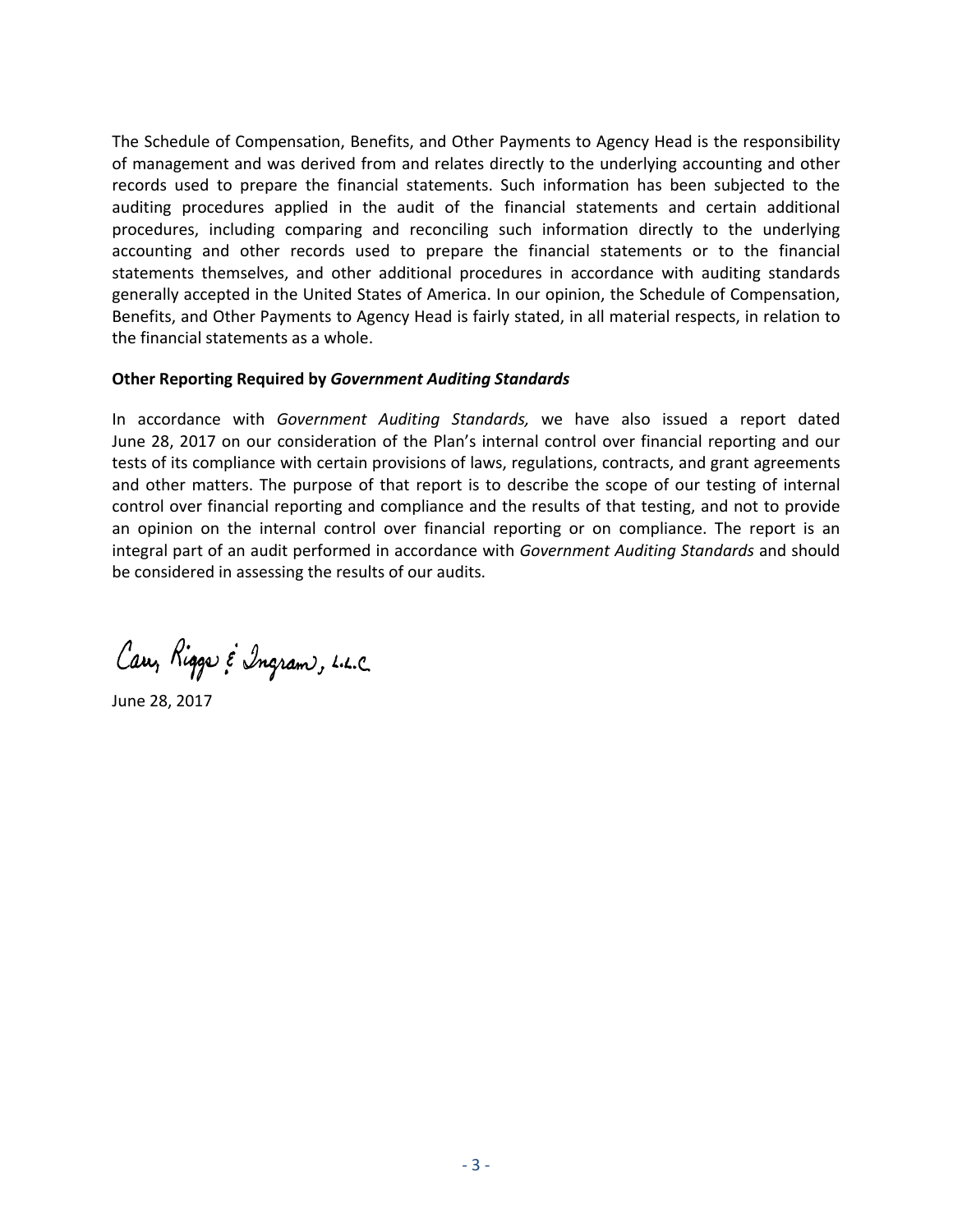The Schedule of Compensation, Benefits, and Other Payments to Agency Head is the responsibility of management and was derived from and relates directly to the underlying accounting and other records used to prepare the financial statements. Such information has been subjected to the auditing procedures applied in the audit of the financial statements and certain additional procedures, including comparing and reconciling such information directly to the underlying accounting and other records used to prepare the financial statements or to the financial statements themselves, and other additional procedures in accordance with auditing standards generally accepted in the United States of America. In our opinion, the Schedule of Compensation, Benefits, and Other Payments to Agency Head is fairly stated, in all material respects, in relation to the financial statements as a whole.

**Other Reporting Required by *Government Auditing Standards***

In accordance with *Government Auditing Standards,* we have also issued a report dated June 28, 2017 on our consideration of the Plan's internal control over financial reporting and our tests of its compliance with certain provisions of laws, regulations, contracts, and grant agreements and other matters. The purpose of that report is to describe the scope of our testing of internal control over financial reporting and compliance and the results of that testing, and not to provide an opinion on the internal control over financial reporting or on compliance. The report is an integral part of an audit performed in accordance with *Government Auditing Standards* and should be considered in assessing the results of our audits.

Carr, Riggs & Ingram, L.L.C.

June 28, 2017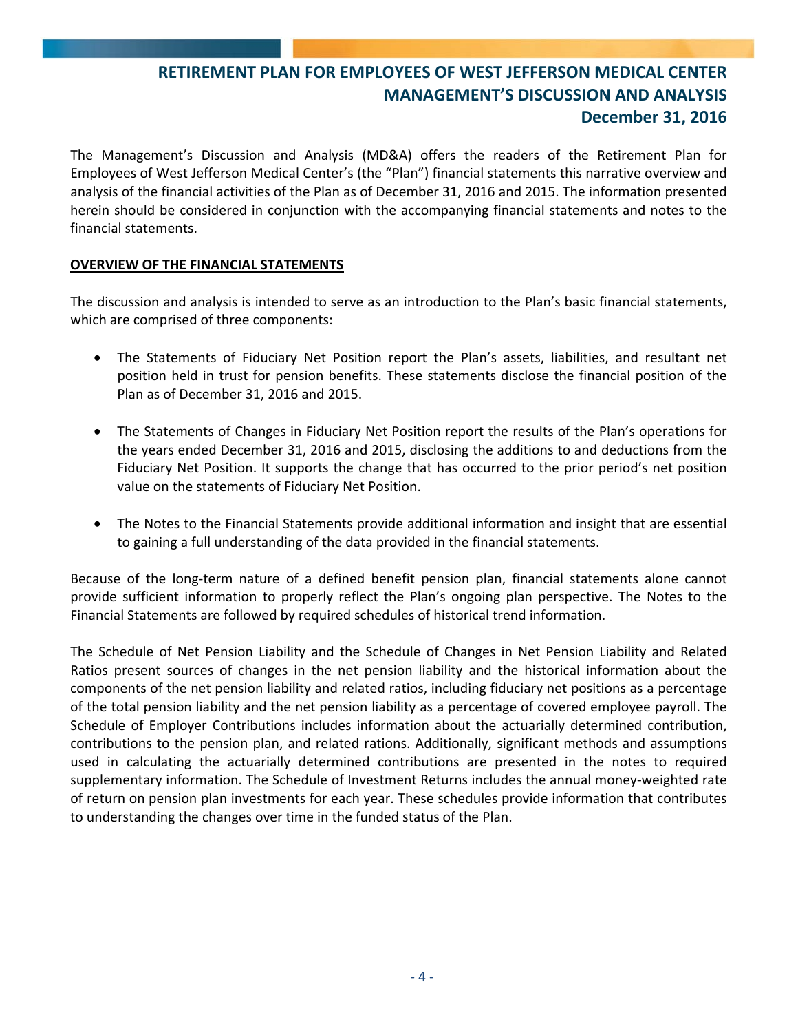# RETIREMENT PLAN FOR EMPLOYEES OF WEST JEFFERSON MEDICAL CENTER
## MANAGEMENT'S DISCUSSION AND ANALYSIS
## December 31, 2016

The Management's Discussion and Analysis (MD&A) offers the readers of the Retirement Plan for Employees of West Jefferson Medical Center's (the "Plan") financial statements this narrative overview and analysis of the financial activities of the Plan as of December 31, 2016 and 2015. The information presented herein should be considered in conjunction with the accompanying financial statements and notes to the financial statements.

**OVERVIEW OF THE FINANCIAL STATEMENTS**

The discussion and analysis is intended to serve as an introduction to the Plan's basic financial statements, which are comprised of three components:

- The Statements of Fiduciary Net Position report the Plan's assets, liabilities, and resultant net position held in trust for pension benefits. These statements disclose the financial position of the Plan as of December 31, 2016 and 2015.

- The Statements of Changes in Fiduciary Net Position report the results of the Plan's operations for the years ended December 31, 2016 and 2015, disclosing the additions to and deductions from the Fiduciary Net Position. It supports the change that has occurred to the prior period's net position value on the statements of Fiduciary Net Position.

- The Notes to the Financial Statements provide additional information and insight that are essential to gaining a full understanding of the data provided in the financial statements.

Because of the long-term nature of a defined benefit pension plan, financial statements alone cannot provide sufficient information to properly reflect the Plan's ongoing plan perspective. The Notes to the Financial Statements are followed by required schedules of historical trend information.

The Schedule of Net Pension Liability and the Schedule of Changes in Net Pension Liability and Related Ratios present sources of changes in the net pension liability and the historical information about the components of the net pension liability and related ratios, including fiduciary net positions as a percentage of the total pension liability and the net pension liability as a percentage of covered employee payroll. The Schedule of Employer Contributions includes information about the actuarially determined contribution, contributions to the pension plan, and related rations. Additionally, significant methods and assumptions used in calculating the actuarially determined contributions are presented in the notes to required supplementary information. The Schedule of Investment Returns includes the annual money-weighted rate of return on pension plan investments for each year. These schedules provide information that contributes to understanding the changes over time in the funded status of the Plan.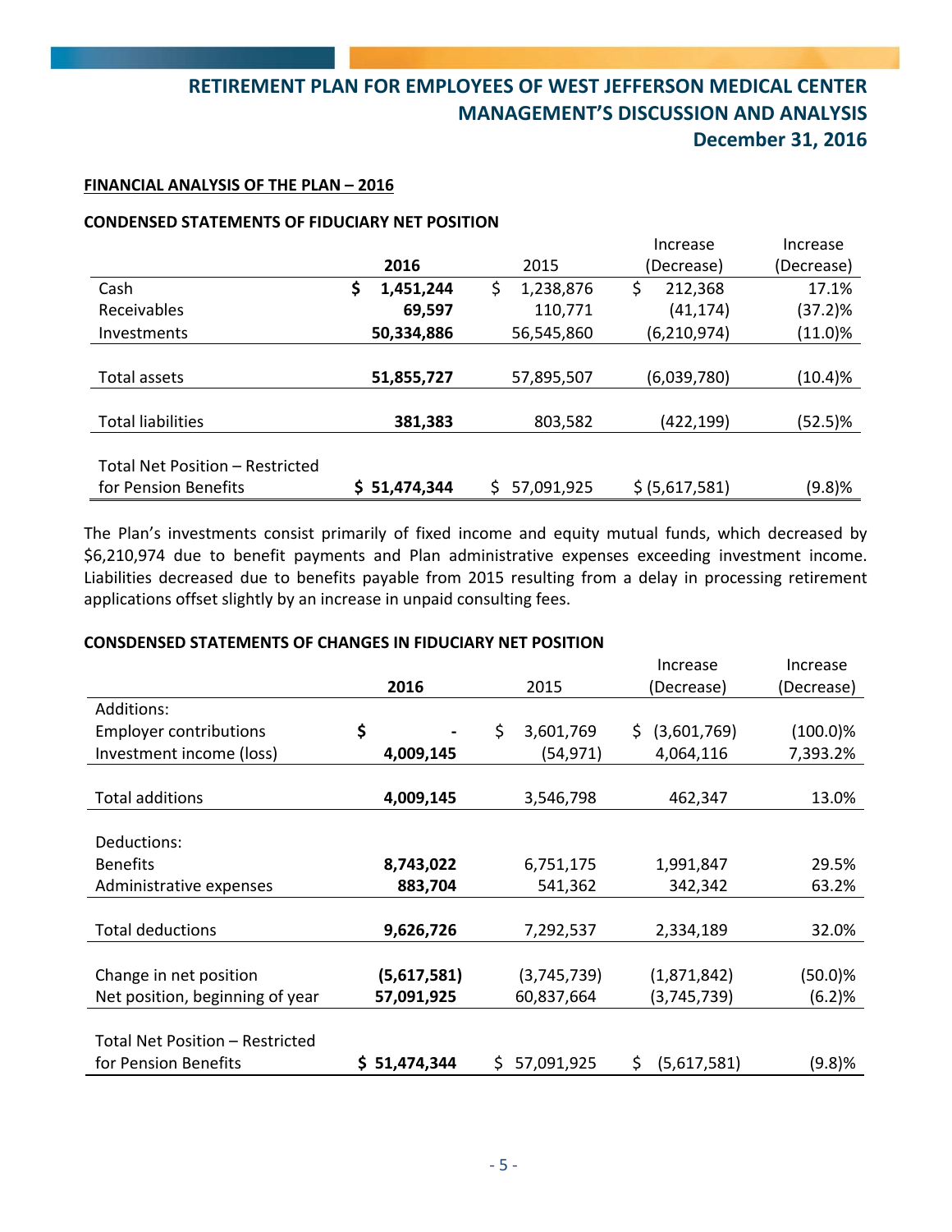# RETIREMENT PLAN FOR EMPLOYEES OF WEST JEFFERSON MEDICAL CENTER
## MANAGEMENT'S DISCUSSION AND ANALYSIS
## December 31, 2016

**FINANCIAL ANALYSIS OF THE PLAN – 2016**

**CONDENSED STATEMENTS OF FIDUCIARY NET POSITION**

| | 2016 | 2015 | Increase (Decrease) | Increase (Decrease) |
|---|---|---|---|---|
| Cash | **$ 1,451,244** | $ 1,238,876 | $ 212,368 | 17.1% |
| Receivables | **69,597** | 110,771 | (41,174) | (37.2)% |
| Investments | **50,334,886** | 56,545,860 | (6,210,974) | (11.0)% |
| Total assets | **51,855,727** | 57,895,507 | (6,039,780) | (10.4)% |
| Total liabilities | **381,383** | 803,582 | (422,199) | (52.5)% |
| Total Net Position – Restricted for Pension Benefits | **$ 51,474,344** | $ 57,091,925 | $ (5,617,581) | (9.8)% |

The Plan's investments consist primarily of fixed income and equity mutual funds, which decreased by $6,210,974 due to benefit payments and Plan administrative expenses exceeding investment income. Liabilities decreased due to benefits payable from 2015 resulting from a delay in processing retirement applications offset slightly by an increase in unpaid consulting fees.

**CONSDENSED STATEMENTS OF CHANGES IN FIDUCIARY NET POSITION**

| | 2016 | 2015 | Increase (Decrease) | Increase (Decrease) |
|---|---|---|---|---|
| Additions: | | | | |
| Employer contributions | **$ -** | $ 3,601,769 | $ (3,601,769) | (100.0)% |
| Investment income (loss) | **4,009,145** | (54,971) | 4,064,116 | 7,393.2% |
| Total additions | **4,009,145** | 3,546,798 | 462,347 | 13.0% |
| Deductions: | | | | |
| Benefits | **8,743,022** | 6,751,175 | 1,991,847 | 29.5% |
| Administrative expenses | **883,704** | 541,362 | 342,342 | 63.2% |
| Total deductions | **9,626,726** | 7,292,537 | 2,334,189 | 32.0% |
| Change in net position | **(5,617,581)** | (3,745,739) | (1,871,842) | (50.0)% |
| Net position, beginning of year | **57,091,925** | 60,837,664 | (3,745,739) | (6.2)% |
| Total Net Position – Restricted for Pension Benefits | **$ 51,474,344** | $ 57,091,925 | $ (5,617,581) | (9.8)% |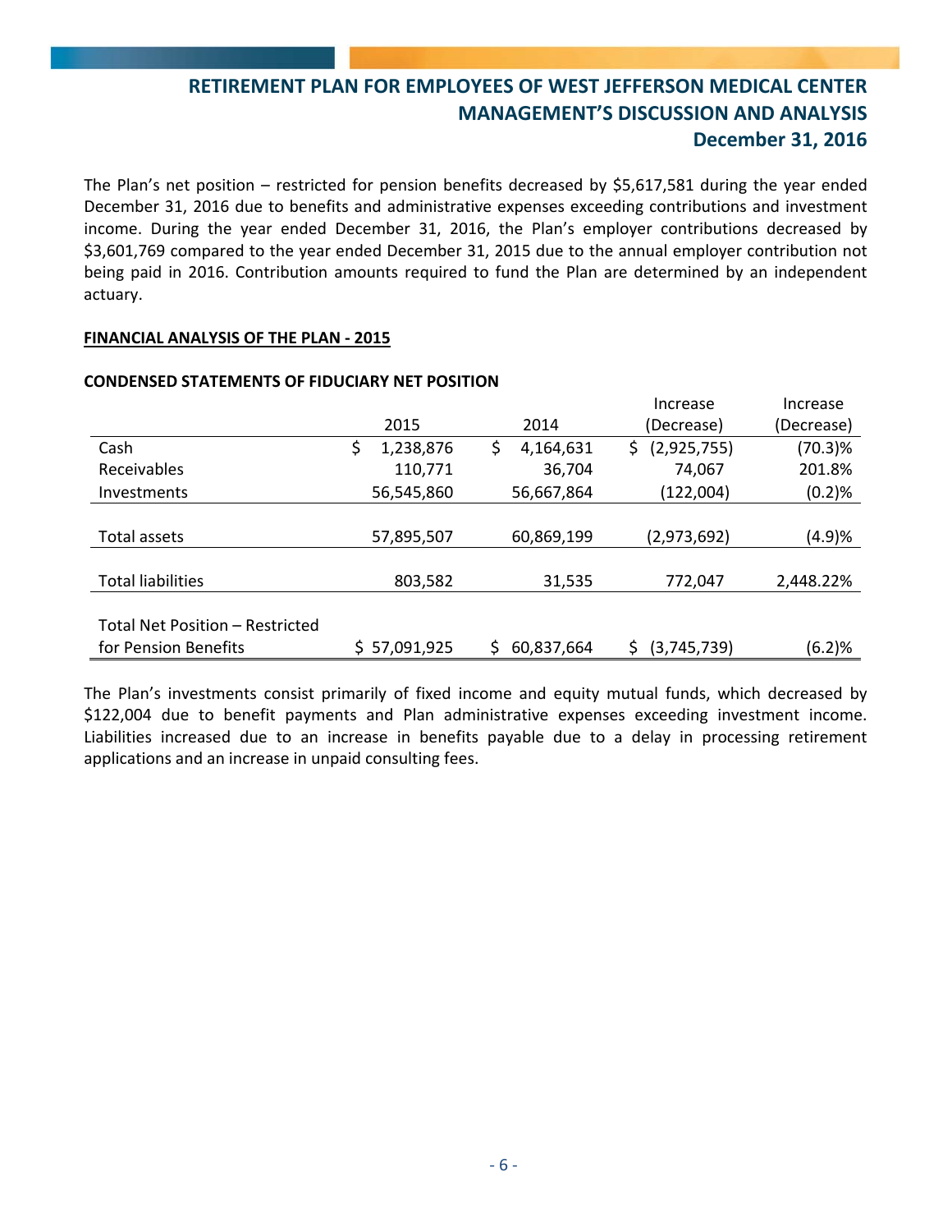The Plan's net position – restricted for pension benefits decreased by $5,617,581 during the year ended December 31, 2016 due to benefits and administrative expenses exceeding contributions and investment income. During the year ended December 31, 2016, the Plan's employer contributions decreased by $3,601,769 compared to the year ended December 31, 2015 due to the annual employer contribution not being paid in 2016. Contribution amounts required to fund the Plan are determined by an independent actuary.

**FINANCIAL ANALYSIS OF THE PLAN - 2015**

**CONDENSED STATEMENTS OF FIDUCIARY NET POSITION**

| | 2015 | 2014 | Increase (Decrease) | Increase (Decrease) |
|---|---|---|---|---|
| Cash | $ 1,238,876 | $ 4,164,631 | $ (2,925,755) | (70.3)% |
| Receivables | 110,771 | 36,704 | 74,067 | 201.8% |
| Investments | 56,545,860 | 56,667,864 | (122,004) | (0.2)% |
| Total assets | 57,895,507 | 60,869,199 | (2,973,692) | (4.9)% |
| Total liabilities | 803,582 | 31,535 | 772,047 | 2,448.22% |
| Total Net Position – Restricted for Pension Benefits | $ 57,091,925 | $ 60,837,664 | $ (3,745,739) | (6.2)% |

The Plan's investments consist primarily of fixed income and equity mutual funds, which decreased by $122,004 due to benefit payments and Plan administrative expenses exceeding investment income. Liabilities increased due to an increase in benefits payable due to a delay in processing retirement applications and an increase in unpaid consulting fees.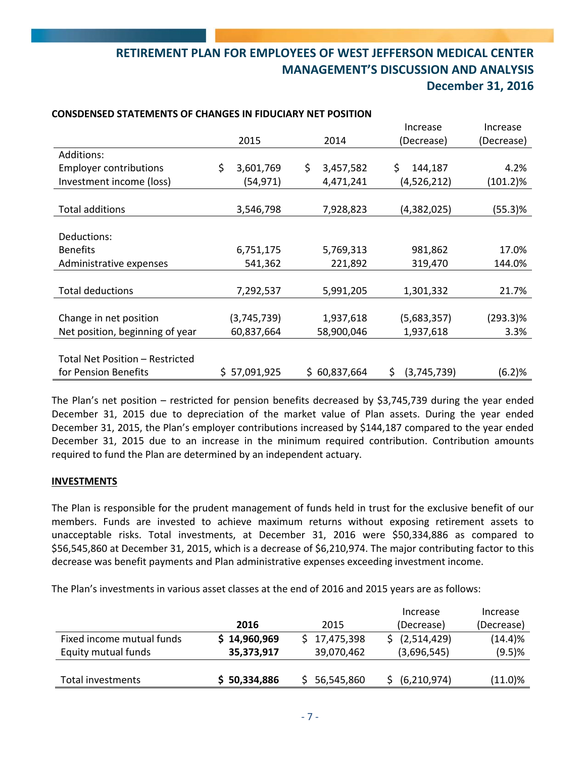**CONSDENSED STATEMENTS OF CHANGES IN FIDUCIARY NET POSITION**

| | 2015 | 2014 | Increase (Decrease) | Increase (Decrease) |
|---|---|---|---|---|
| Additions: | | | | |
| Employer contributions | $ 3,601,769 | $ 3,457,582 | $ 144,187 | 4.2% |
| Investment income (loss) | (54,971) | 4,471,241 | (4,526,212) | (101.2)% |
| Total additions | 3,546,798 | 7,928,823 | (4,382,025) | (55.3)% |
| Deductions: | | | | |
| Benefits | 6,751,175 | 5,769,313 | 981,862 | 17.0% |
| Administrative expenses | 541,362 | 221,892 | 319,470 | 144.0% |
| Total deductions | 7,292,537 | 5,991,205 | 1,301,332 | 21.7% |
| Change in net position | (3,745,739) | 1,937,618 | (5,683,357) | (293.3)% |
| Net position, beginning of year | 60,837,664 | 58,900,046 | 1,937,618 | 3.3% |
| Total Net Position – Restricted for Pension Benefits | $ 57,091,925 | $ 60,837,664 | $ (3,745,739) | (6.2)% |

The Plan's net position – restricted for pension benefits decreased by $3,745,739 during the year ended December 31, 2015 due to depreciation of the market value of Plan assets. During the year ended December 31, 2015, the Plan's employer contributions increased by $144,187 compared to the year ended December 31, 2015 due to an increase in the minimum required contribution. Contribution amounts required to fund the Plan are determined by an independent actuary.

## INVESTMENTS

The Plan is responsible for the prudent management of funds held in trust for the exclusive benefit of our members. Funds are invested to achieve maximum returns without exposing retirement assets to unacceptable risks. Total investments, at December 31, 2016 were $50,334,886 as compared to $56,545,860 at December 31, 2015, which is a decrease of $6,210,974. The major contributing factor to this decrease was benefit payments and Plan administrative expenses exceeding investment income.

The Plan's investments in various asset classes at the end of 2016 and 2015 years are as follows:

| | **2016** | 2015 | Increase (Decrease) | Increase (Decrease) |
|---|---|---|---|---|
| Fixed income mutual funds | **$ 14,960,969** | $ 17,475,398 | $ (2,514,429) | (14.4)% |
| Equity mutual funds | **35,373,917** | 39,070,462 | (3,696,545) | (9.5)% |
| Total investments | **$ 50,334,886** | $ 56,545,860 | $ (6,210,974) | (11.0)% |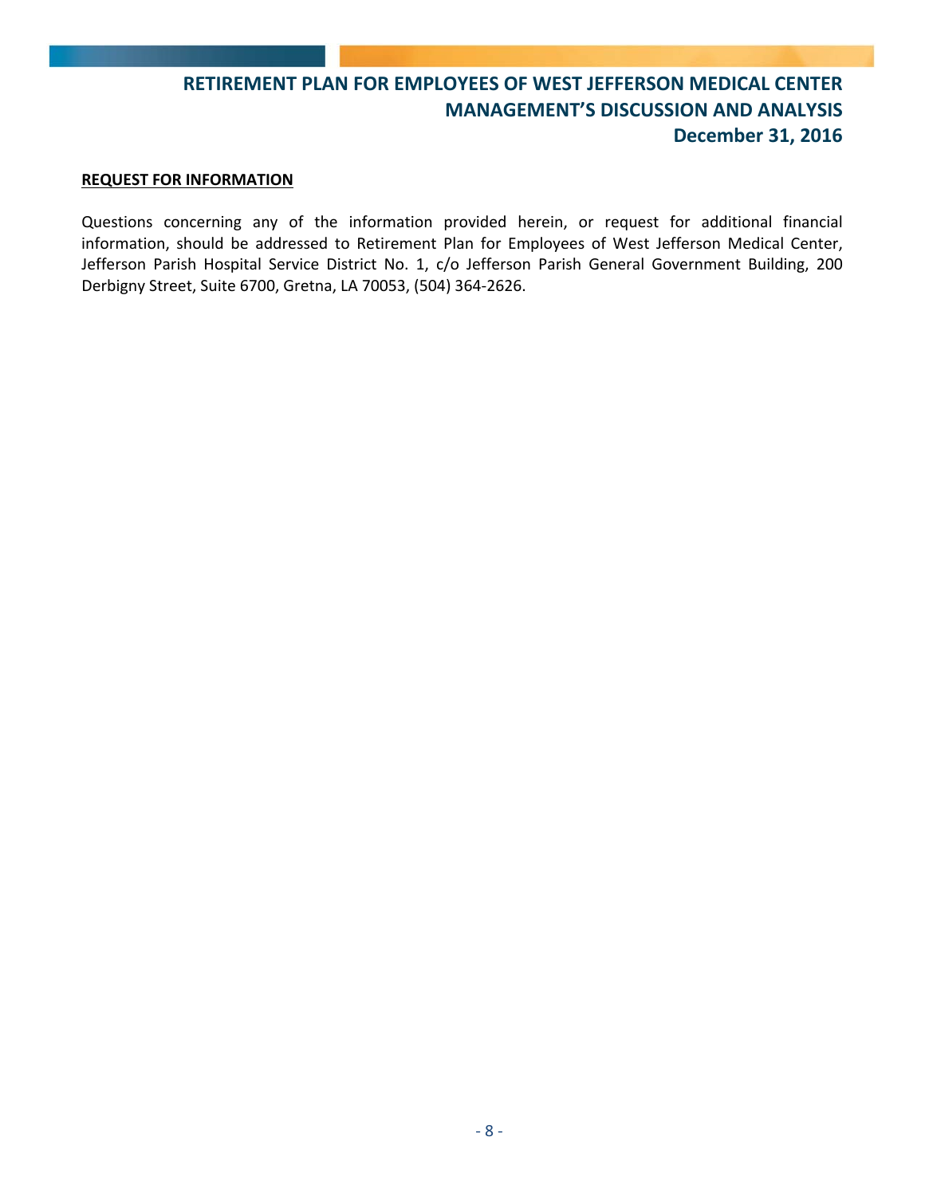## REQUEST FOR INFORMATION

Questions concerning any of the information provided herein, or request for additional financial information, should be addressed to Retirement Plan for Employees of West Jefferson Medical Center, Jefferson Parish Hospital Service District No. 1, c/o Jefferson Parish General Government Building, 200 Derbigny Street, Suite 6700, Gretna, LA 70053, (504) 364-2626.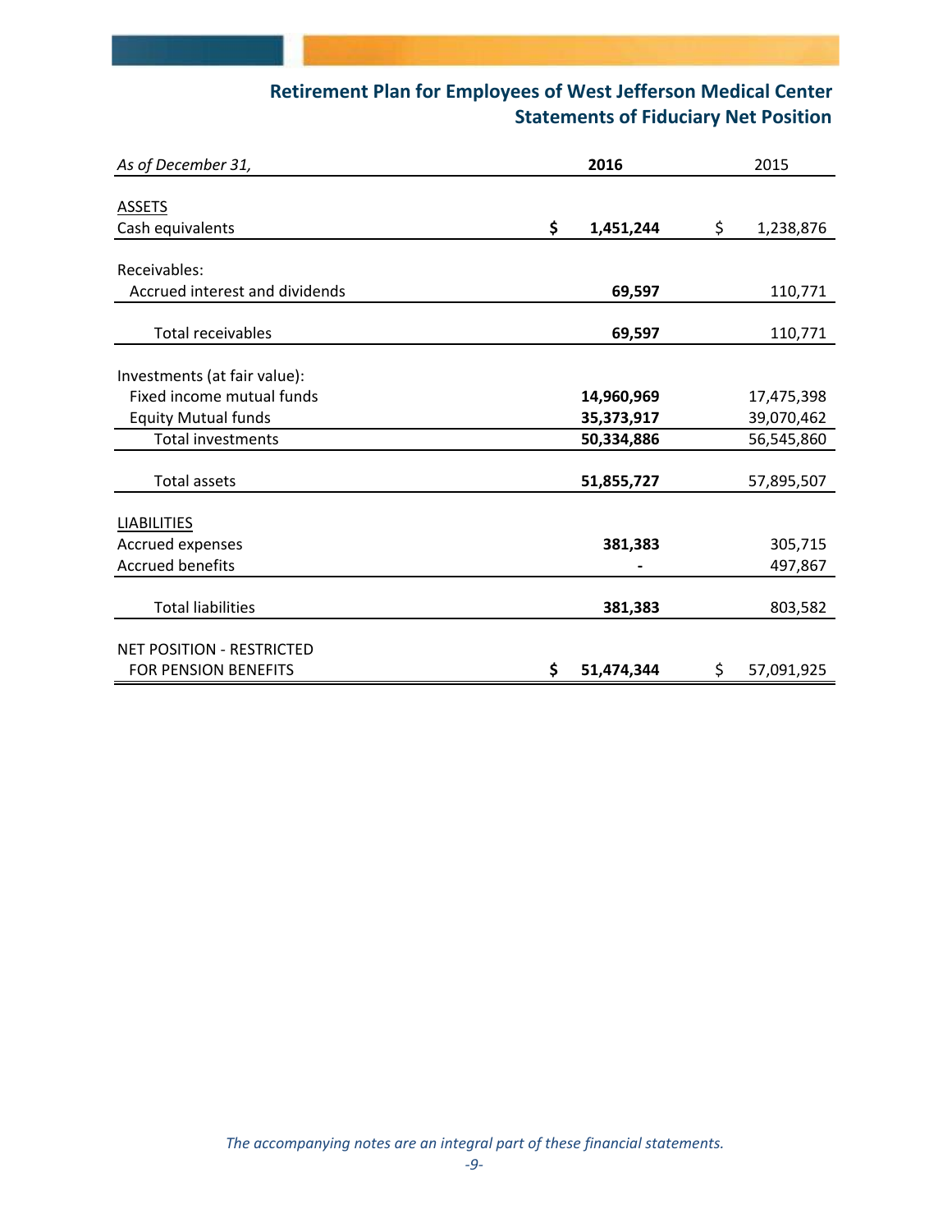# Retirement Plan for Employees of West Jefferson Medical Center
## Statements of Fiduciary Net Position

| *As of December 31,* | **2016** | 2015 |
|---|---|---|
| ASSETS | | |
| Cash equivalents | **$ 1,451,244** | $ 1,238,876 |
| Receivables: | | |
| Accrued interest and dividends | **69,597** | 110,771 |
| Total receivables | **69,597** | 110,771 |
| Investments (at fair value): | | |
| Fixed income mutual funds | **14,960,969** | 17,475,398 |
| Equity Mutual funds | **35,373,917** | 39,070,462 |
| Total investments | **50,334,886** | 56,545,860 |
| Total assets | **51,855,727** | 57,895,507 |
| LIABILITIES | | |
| Accrued expenses | **381,383** | 305,715 |
| Accrued benefits | **-** | 497,867 |
| Total liabilities | **381,383** | 803,582 |
| NET POSITION - RESTRICTED FOR PENSION BENEFITS | **$ 51,474,344** | $ 57,091,925 |

*The accompanying notes are an integral part of these financial statements.*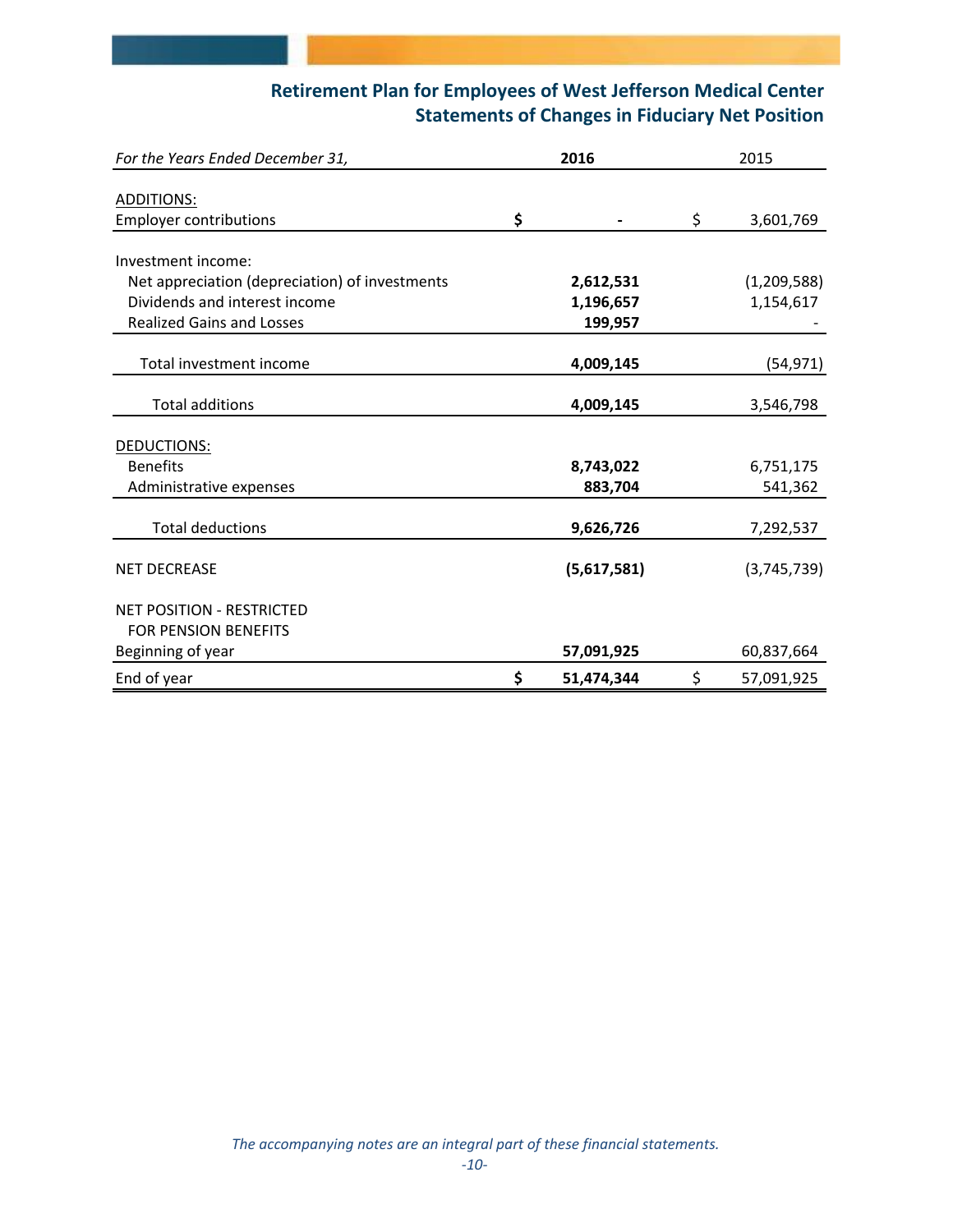## Retirement Plan for Employees of West Jefferson Medical Center
## Statements of Changes in Fiduciary Net Position

| *For the Years Ended December 31,* | **2016** | 2015 |
|---|---|---|
| ADDITIONS: | | |
| Employer contributions | **$ -** | $ 3,601,769 |
| Investment income: | | |
| Net appreciation (depreciation) of investments | **2,612,531** | (1,209,588) |
| Dividends and interest income | **1,196,657** | 1,154,617 |
| Realized Gains and Losses | **199,957** | - |
| Total investment income | **4,009,145** | (54,971) |
| Total additions | **4,009,145** | 3,546,798 |
| DEDUCTIONS: | | |
| Benefits | **8,743,022** | 6,751,175 |
| Administrative expenses | **883,704** | 541,362 |
| Total deductions | **9,626,726** | 7,292,537 |
| NET DECREASE | **(5,617,581)** | (3,745,739) |
| NET POSITION - RESTRICTED FOR PENSION BENEFITS | | |
| Beginning of year | **57,091,925** | 60,837,664 |
| End of year | **$ 51,474,344** | $ 57,091,925 |

*The accompanying notes are an integral part of these financial statements.*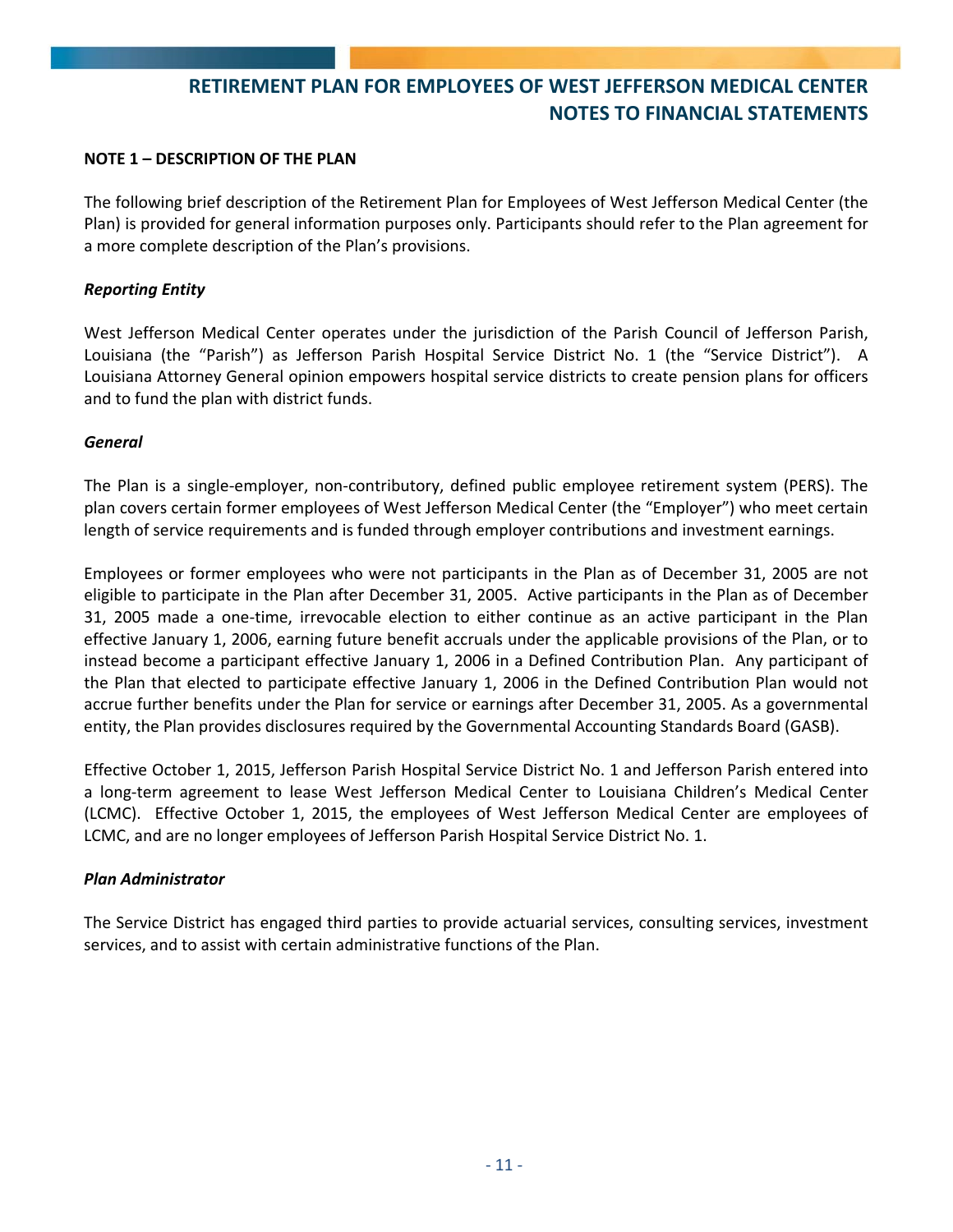# RETIREMENT PLAN FOR EMPLOYEES OF WEST JEFFERSON MEDICAL CENTER
# NOTES TO FINANCIAL STATEMENTS

## NOTE 1 – DESCRIPTION OF THE PLAN

The following brief description of the Retirement Plan for Employees of West Jefferson Medical Center (the Plan) is provided for general information purposes only. Participants should refer to the Plan agreement for a more complete description of the Plan's provisions.

### *Reporting Entity*

West Jefferson Medical Center operates under the jurisdiction of the Parish Council of Jefferson Parish, Louisiana (the "Parish") as Jefferson Parish Hospital Service District No. 1 (the "Service District"). A Louisiana Attorney General opinion empowers hospital service districts to create pension plans for officers and to fund the plan with district funds.

### *General*

The Plan is a single-employer, non-contributory, defined public employee retirement system (PERS). The plan covers certain former employees of West Jefferson Medical Center (the "Employer") who meet certain length of service requirements and is funded through employer contributions and investment earnings.

Employees or former employees who were not participants in the Plan as of December 31, 2005 are not eligible to participate in the Plan after December 31, 2005. Active participants in the Plan as of December 31, 2005 made a one-time, irrevocable election to either continue as an active participant in the Plan effective January 1, 2006, earning future benefit accruals under the applicable provisions of the Plan, or to instead become a participant effective January 1, 2006 in a Defined Contribution Plan. Any participant of the Plan that elected to participate effective January 1, 2006 in the Defined Contribution Plan would not accrue further benefits under the Plan for service or earnings after December 31, 2005. As a governmental entity, the Plan provides disclosures required by the Governmental Accounting Standards Board (GASB).

Effective October 1, 2015, Jefferson Parish Hospital Service District No. 1 and Jefferson Parish entered into a long-term agreement to lease West Jefferson Medical Center to Louisiana Children's Medical Center (LCMC). Effective October 1, 2015, the employees of West Jefferson Medical Center are employees of LCMC, and are no longer employees of Jefferson Parish Hospital Service District No. 1.

### *Plan Administrator*

The Service District has engaged third parties to provide actuarial services, consulting services, investment services, and to assist with certain administrative functions of the Plan.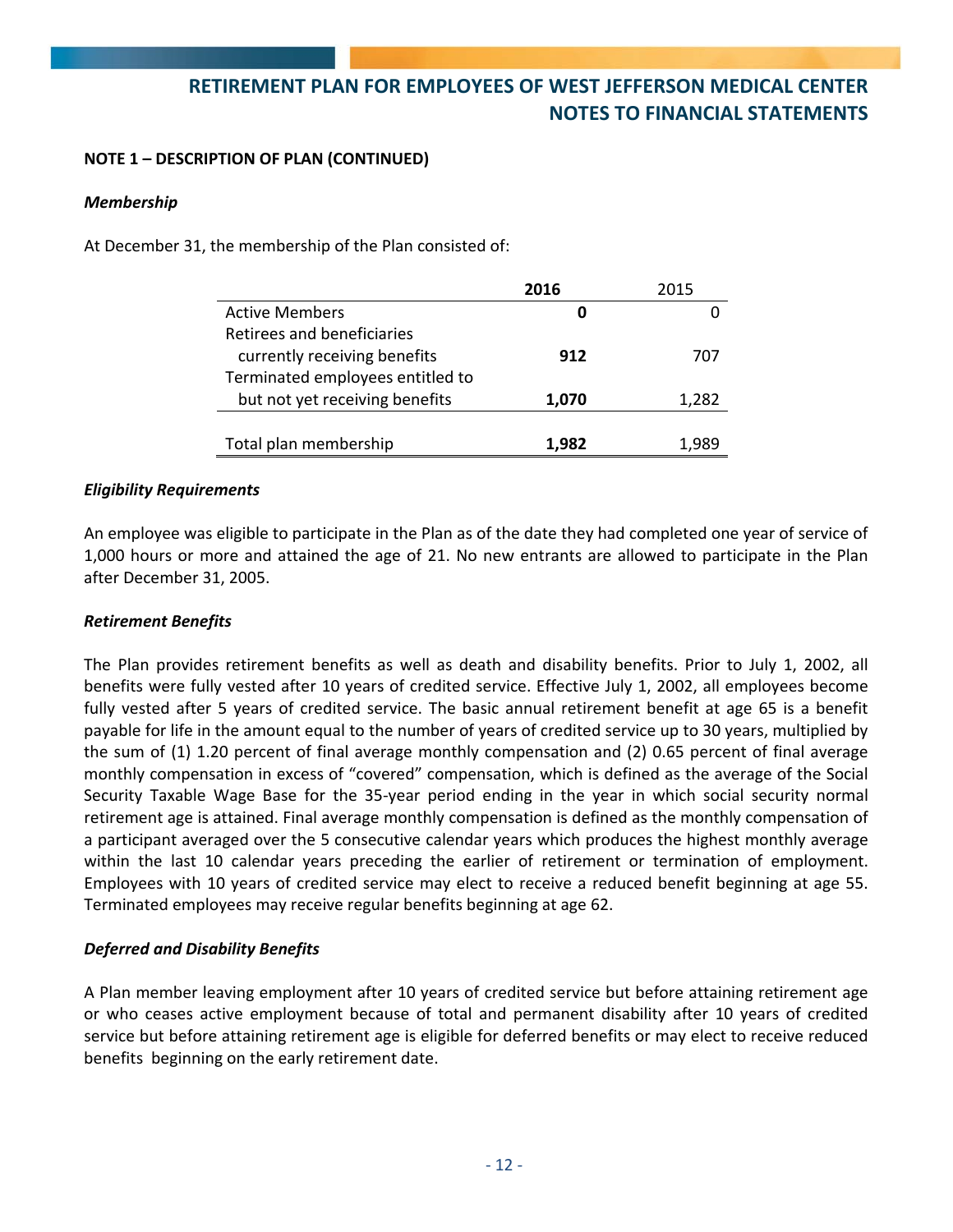## NOTE 1 – DESCRIPTION OF PLAN (CONTINUED)

### *Membership*

At December 31, the membership of the Plan consisted of:

| | **2016** | 2015 |
|---|---|---|
| Active Members | **0** | 0 |
| Retirees and beneficiaries currently receiving benefits | **912** | 707 |
| Terminated employees entitled to but not yet receiving benefits | **1,070** | 1,282 |
| Total plan membership | **1,982** | 1,989 |

### *Eligibility Requirements*

An employee was eligible to participate in the Plan as of the date they had completed one year of service of 1,000 hours or more and attained the age of 21. No new entrants are allowed to participate in the Plan after December 31, 2005.

### *Retirement Benefits*

The Plan provides retirement benefits as well as death and disability benefits. Prior to July 1, 2002, all benefits were fully vested after 10 years of credited service. Effective July 1, 2002, all employees become fully vested after 5 years of credited service. The basic annual retirement benefit at age 65 is a benefit payable for life in the amount equal to the number of years of credited service up to 30 years, multiplied by the sum of (1) 1.20 percent of final average monthly compensation and (2) 0.65 percent of final average monthly compensation in excess of "covered" compensation, which is defined as the average of the Social Security Taxable Wage Base for the 35-year period ending in the year in which social security normal retirement age is attained. Final average monthly compensation is defined as the monthly compensation of a participant averaged over the 5 consecutive calendar years which produces the highest monthly average within the last 10 calendar years preceding the earlier of retirement or termination of employment. Employees with 10 years of credited service may elect to receive a reduced benefit beginning at age 55. Terminated employees may receive regular benefits beginning at age 62.

### *Deferred and Disability Benefits*

A Plan member leaving employment after 10 years of credited service but before attaining retirement age or who ceases active employment because of total and permanent disability after 10 years of credited service but before attaining retirement age is eligible for deferred benefits or may elect to receive reduced benefits beginning on the early retirement date.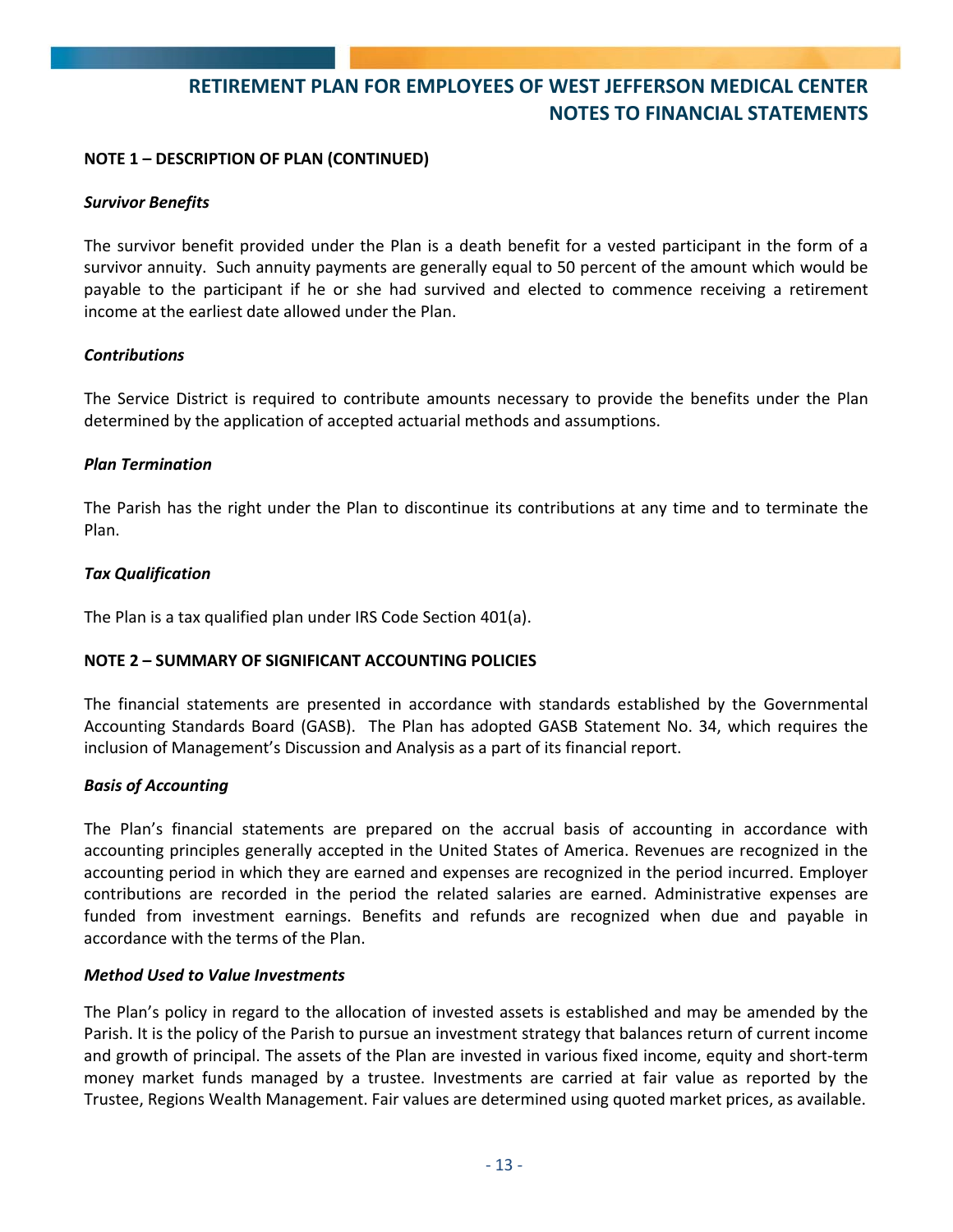**NOTE 1 – DESCRIPTION OF PLAN (CONTINUED)**

***Survivor Benefits***

The survivor benefit provided under the Plan is a death benefit for a vested participant in the form of a survivor annuity. Such annuity payments are generally equal to 50 percent of the amount which would be payable to the participant if he or she had survived and elected to commence receiving a retirement income at the earliest date allowed under the Plan.

***Contributions***

The Service District is required to contribute amounts necessary to provide the benefits under the Plan determined by the application of accepted actuarial methods and assumptions.

***Plan Termination***

The Parish has the right under the Plan to discontinue its contributions at any time and to terminate the Plan.

***Tax Qualification***

The Plan is a tax qualified plan under IRS Code Section 401(a).

**NOTE 2 – SUMMARY OF SIGNIFICANT ACCOUNTING POLICIES**

The financial statements are presented in accordance with standards established by the Governmental Accounting Standards Board (GASB). The Plan has adopted GASB Statement No. 34, which requires the inclusion of Management's Discussion and Analysis as a part of its financial report.

***Basis of Accounting***

The Plan's financial statements are prepared on the accrual basis of accounting in accordance with accounting principles generally accepted in the United States of America. Revenues are recognized in the accounting period in which they are earned and expenses are recognized in the period incurred. Employer contributions are recorded in the period the related salaries are earned. Administrative expenses are funded from investment earnings. Benefits and refunds are recognized when due and payable in accordance with the terms of the Plan.

***Method Used to Value Investments***

The Plan's policy in regard to the allocation of invested assets is established and may be amended by the Parish. It is the policy of the Parish to pursue an investment strategy that balances return of current income and growth of principal. The assets of the Plan are invested in various fixed income, equity and short-term money market funds managed by a trustee. Investments are carried at fair value as reported by the Trustee, Regions Wealth Management. Fair values are determined using quoted market prices, as available.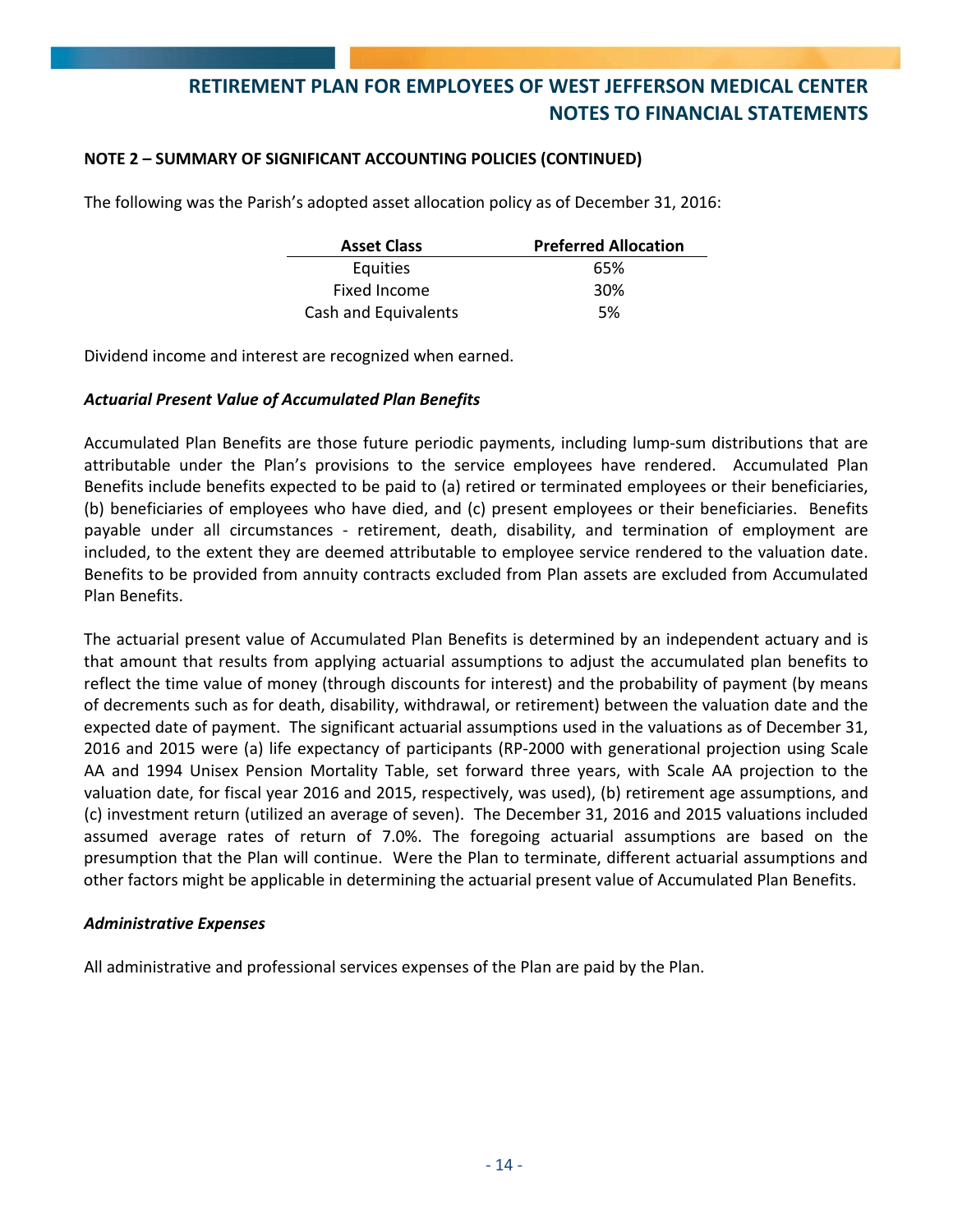## NOTE 2 – SUMMARY OF SIGNIFICANT ACCOUNTING POLICIES (CONTINUED)

The following was the Parish's adopted asset allocation policy as of December 31, 2016:

| Asset Class | Preferred Allocation |
|---|---|
| Equities | 65% |
| Fixed Income | 30% |
| Cash and Equivalents | 5% |

Dividend income and interest are recognized when earned.

### *Actuarial Present Value of Accumulated Plan Benefits*

Accumulated Plan Benefits are those future periodic payments, including lump-sum distributions that are attributable under the Plan's provisions to the service employees have rendered. Accumulated Plan Benefits include benefits expected to be paid to (a) retired or terminated employees or their beneficiaries, (b) beneficiaries of employees who have died, and (c) present employees or their beneficiaries. Benefits payable under all circumstances - retirement, death, disability, and termination of employment are included, to the extent they are deemed attributable to employee service rendered to the valuation date. Benefits to be provided from annuity contracts excluded from Plan assets are excluded from Accumulated Plan Benefits.

The actuarial present value of Accumulated Plan Benefits is determined by an independent actuary and is that amount that results from applying actuarial assumptions to adjust the accumulated plan benefits to reflect the time value of money (through discounts for interest) and the probability of payment (by means of decrements such as for death, disability, withdrawal, or retirement) between the valuation date and the expected date of payment. The significant actuarial assumptions used in the valuations as of December 31, 2016 and 2015 were (a) life expectancy of participants (RP-2000 with generational projection using Scale AA and 1994 Unisex Pension Mortality Table, set forward three years, with Scale AA projection to the valuation date, for fiscal year 2016 and 2015, respectively, was used), (b) retirement age assumptions, and (c) investment return (utilized an average of seven). The December 31, 2016 and 2015 valuations included assumed average rates of return of 7.0%. The foregoing actuarial assumptions are based on the presumption that the Plan will continue. Were the Plan to terminate, different actuarial assumptions and other factors might be applicable in determining the actuarial present value of Accumulated Plan Benefits.

### *Administrative Expenses*

All administrative and professional services expenses of the Plan are paid by the Plan.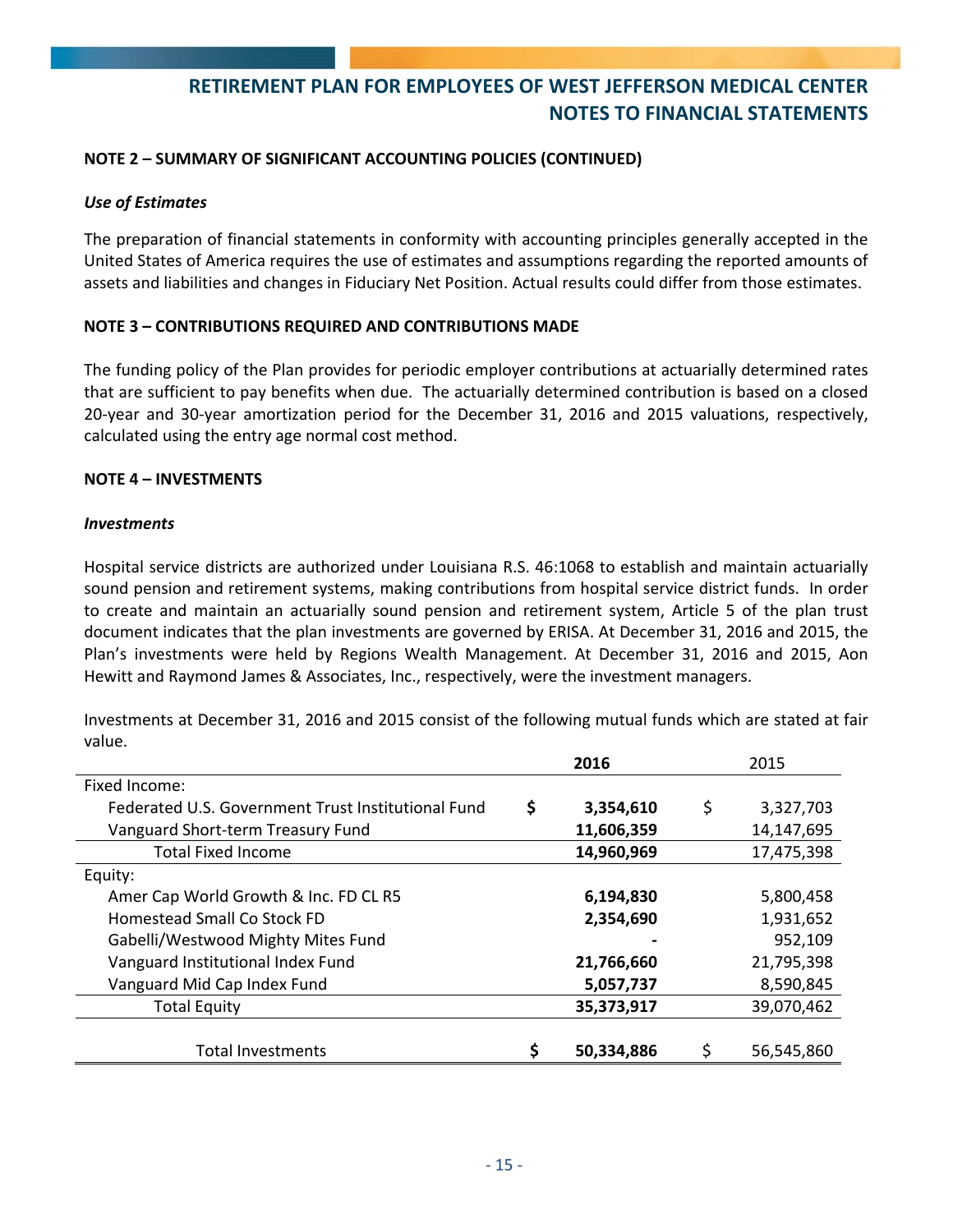**NOTE 2 – SUMMARY OF SIGNIFICANT ACCOUNTING POLICIES (CONTINUED)**

***Use of Estimates***

The preparation of financial statements in conformity with accounting principles generally accepted in the United States of America requires the use of estimates and assumptions regarding the reported amounts of assets and liabilities and changes in Fiduciary Net Position. Actual results could differ from those estimates.

**NOTE 3 – CONTRIBUTIONS REQUIRED AND CONTRIBUTIONS MADE**

The funding policy of the Plan provides for periodic employer contributions at actuarially determined rates that are sufficient to pay benefits when due. The actuarially determined contribution is based on a closed 20-year and 30-year amortization period for the December 31, 2016 and 2015 valuations, respectively, calculated using the entry age normal cost method.

**NOTE 4 – INVESTMENTS**

***Investments***

Hospital service districts are authorized under Louisiana R.S. 46:1068 to establish and maintain actuarially sound pension and retirement systems, making contributions from hospital service district funds. In order to create and maintain an actuarially sound pension and retirement system, Article 5 of the plan trust document indicates that the plan investments are governed by ERISA. At December 31, 2016 and 2015, the Plan's investments were held by Regions Wealth Management. At December 31, 2016 and 2015, Aon Hewitt and Raymond James & Associates, Inc., respectively, were the investment managers.

Investments at December 31, 2016 and 2015 consist of the following mutual funds which are stated at fair value.

| | **2016** | 2015 |
|---|---|---|
| Fixed Income: | | |
| Federated U.S. Government Trust Institutional Fund | **$ 3,354,610** | $ 3,327,703 |
| Vanguard Short-term Treasury Fund | **11,606,359** | 14,147,695 |
| Total Fixed Income | **14,960,969** | 17,475,398 |
| Equity: | | |
| Amer Cap World Growth & Inc. FD CL R5 | **6,194,830** | 5,800,458 |
| Homestead Small Co Stock FD | **2,354,690** | 1,931,652 |
| Gabelli/Westwood Mighty Mites Fund | **-** | 952,109 |
| Vanguard Institutional Index Fund | **21,766,660** | 21,795,398 |
| Vanguard Mid Cap Index Fund | **5,057,737** | 8,590,845 |
| Total Equity | **35,373,917** | 39,070,462 |
| Total Investments | **$ 50,334,886** | $ 56,545,860 |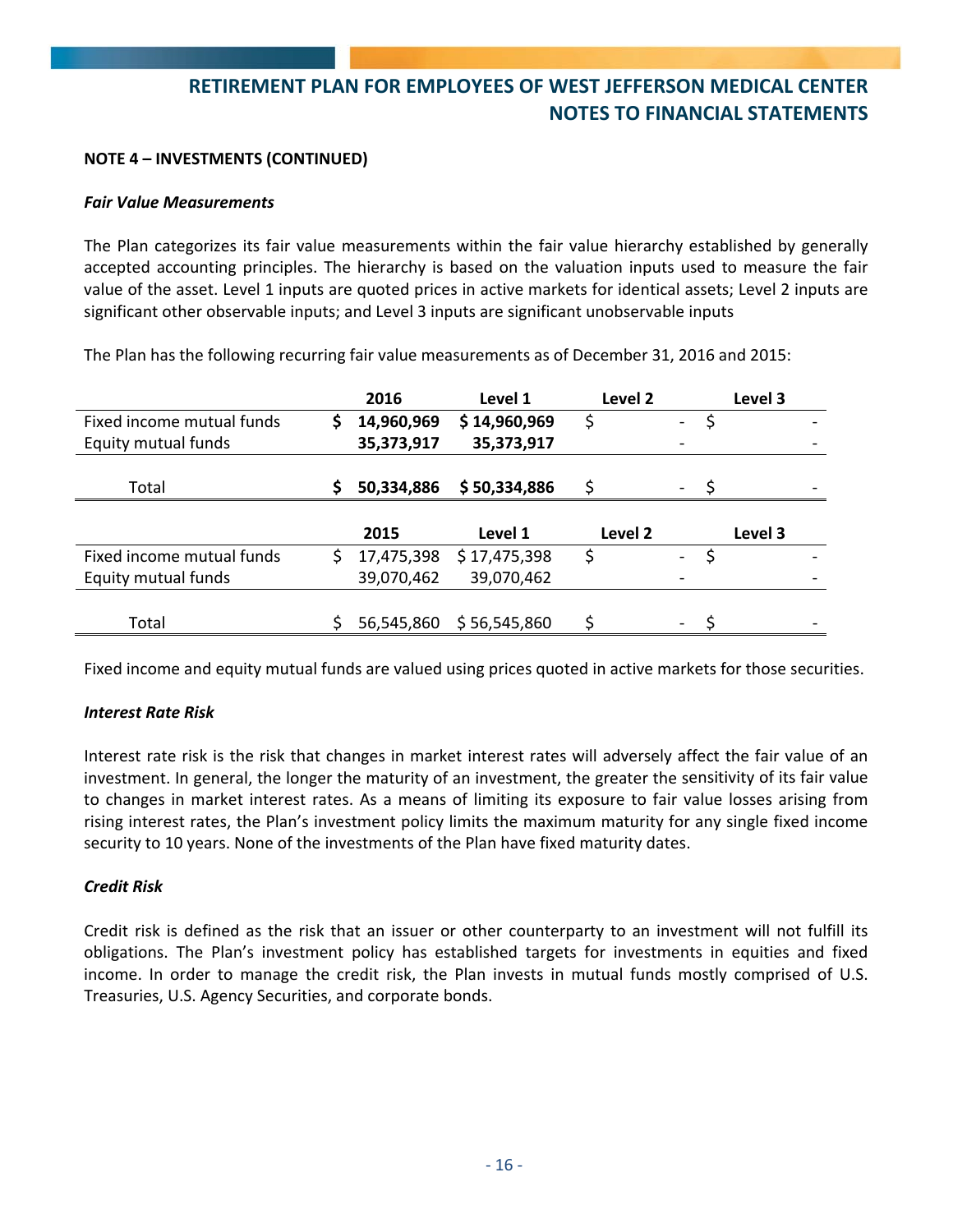**NOTE 4 – INVESTMENTS (CONTINUED)**

***Fair Value Measurements***

The Plan categorizes its fair value measurements within the fair value hierarchy established by generally accepted accounting principles. The hierarchy is based on the valuation inputs used to measure the fair value of the asset. Level 1 inputs are quoted prices in active markets for identical assets; Level 2 inputs are significant other observable inputs; and Level 3 inputs are significant unobservable inputs

The Plan has the following recurring fair value measurements as of December 31, 2016 and 2015:

| | **2016** | **Level 1** | **Level 2** | **Level 3** |
|---|---|---|---|---|
| Fixed income mutual funds | **$ 14,960,969** | **$ 14,960,969** | $ - | $ - |
| Equity mutual funds | **35,373,917** | **35,373,917** | - | - |
| Total | **$ 50,334,886** | **$ 50,334,886** | $ - | $ - |

| | **2015** | **Level 1** | **Level 2** | **Level 3** |
|---|---|---|---|---|
| Fixed income mutual funds | $ 17,475,398 | $ 17,475,398 | $ - | $ - |
| Equity mutual funds | 39,070,462 | 39,070,462 | - | - |
| Total | $ 56,545,860 | $ 56,545,860 | $ - | $ - |

Fixed income and equity mutual funds are valued using prices quoted in active markets for those securities.

***Interest Rate Risk***

Interest rate risk is the risk that changes in market interest rates will adversely affect the fair value of an investment. In general, the longer the maturity of an investment, the greater the sensitivity of its fair value to changes in market interest rates. As a means of limiting its exposure to fair value losses arising from rising interest rates, the Plan's investment policy limits the maximum maturity for any single fixed income security to 10 years. None of the investments of the Plan have fixed maturity dates.

***Credit Risk***

Credit risk is defined as the risk that an issuer or other counterparty to an investment will not fulfill its obligations. The Plan's investment policy has established targets for investments in equities and fixed income. In order to manage the credit risk, the Plan invests in mutual funds mostly comprised of U.S. Treasuries, U.S. Agency Securities, and corporate bonds.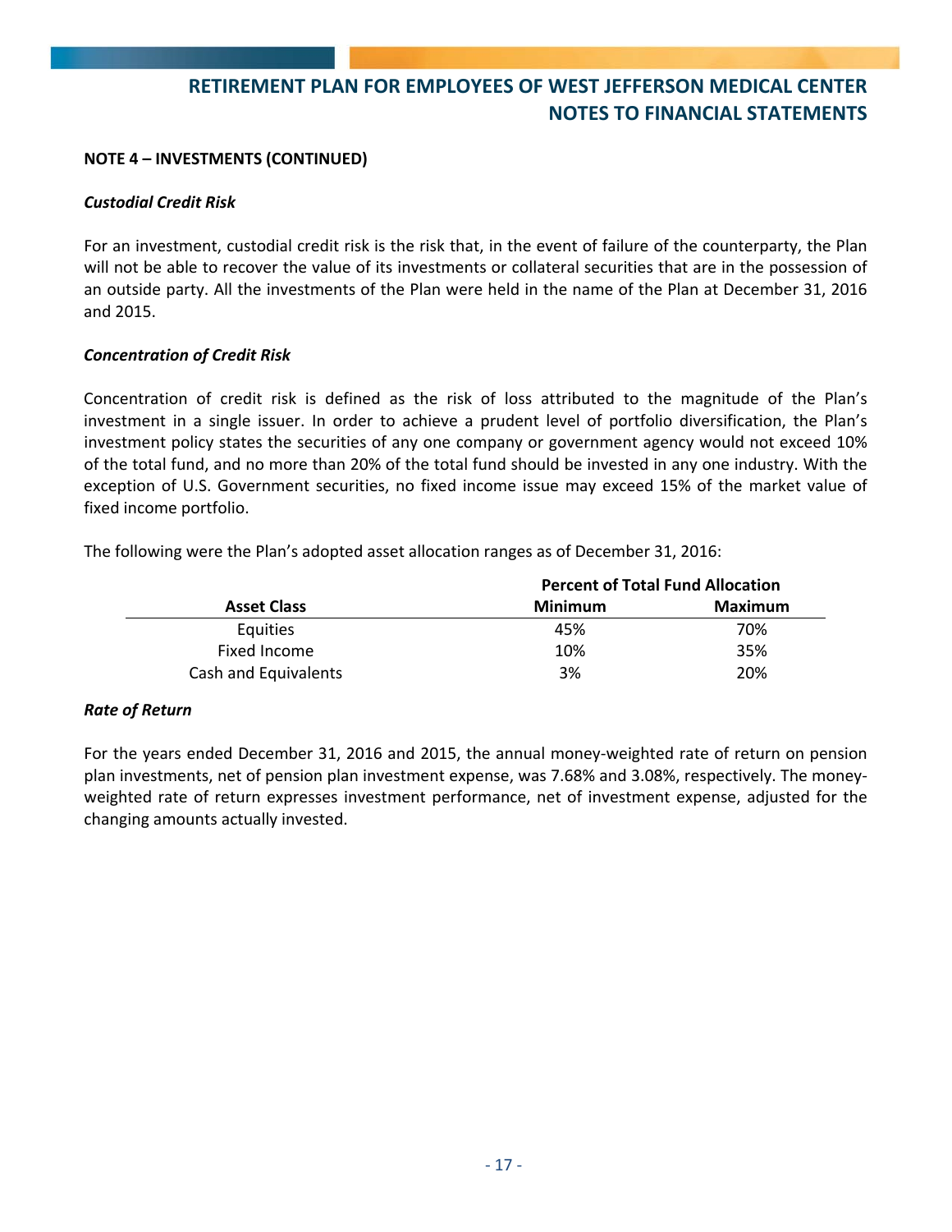**NOTE 4 – INVESTMENTS (CONTINUED)**

***Custodial Credit Risk***

For an investment, custodial credit risk is the risk that, in the event of failure of the counterparty, the Plan will not be able to recover the value of its investments or collateral securities that are in the possession of an outside party. All the investments of the Plan were held in the name of the Plan at December 31, 2016 and 2015.

***Concentration of Credit Risk***

Concentration of credit risk is defined as the risk of loss attributed to the magnitude of the Plan's investment in a single issuer. In order to achieve a prudent level of portfolio diversification, the Plan's investment policy states the securities of any one company or government agency would not exceed 10% of the total fund, and no more than 20% of the total fund should be invested in any one industry. With the exception of U.S. Government securities, no fixed income issue may exceed 15% of the market value of fixed income portfolio.

The following were the Plan's adopted asset allocation ranges as of December 31, 2016:

| | Percent of Total Fund Allocation | |
|---|---|---|
| **Asset Class** | **Minimum** | **Maximum** |
| Equities | 45% | 70% |
| Fixed Income | 10% | 35% |
| Cash and Equivalents | 3% | 20% |

***Rate of Return***

For the years ended December 31, 2016 and 2015, the annual money-weighted rate of return on pension plan investments, net of pension plan investment expense, was 7.68% and 3.08%, respectively. The money-weighted rate of return expresses investment performance, net of investment expense, adjusted for the changing amounts actually invested.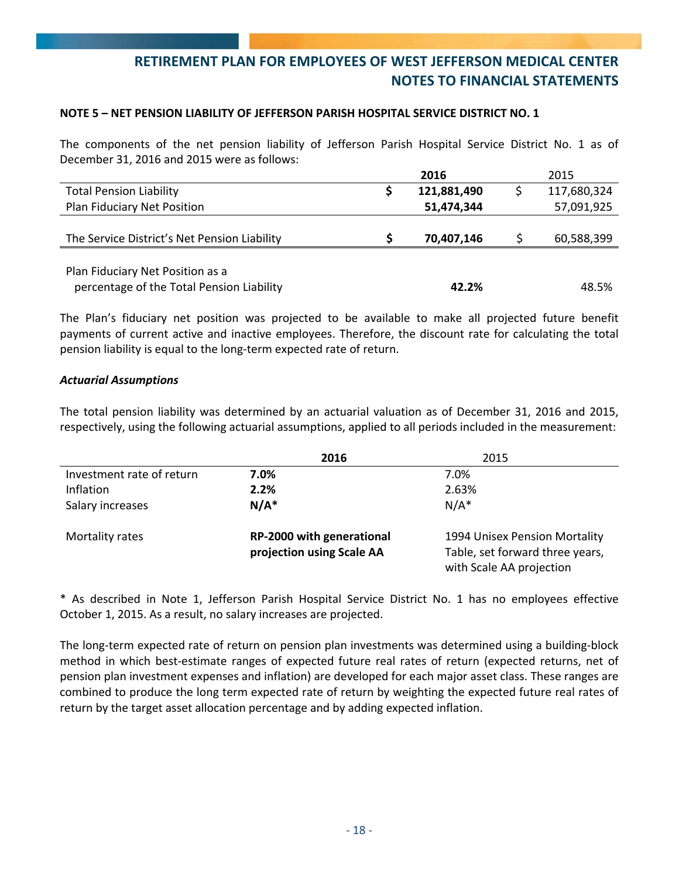# RETIREMENT PLAN FOR EMPLOYEES OF WEST JEFFERSON MEDICAL CENTER
## NOTES TO FINANCIAL STATEMENTS

**NOTE 5 – NET PENSION LIABILITY OF JEFFERSON PARISH HOSPITAL SERVICE DISTRICT NO. 1**

The components of the net pension liability of Jefferson Parish Hospital Service District No. 1 as of December 31, 2016 and 2015 were as follows:

| | **2016** | 2015 |
|---|---|---|
| Total Pension Liability | **$ 121,881,490** | $ 117,680,324 |
| Plan Fiduciary Net Position | **51,474,344** | 57,091,925 |
| The Service District's Net Pension Liability | **$ 70,407,146** | $ 60,588,399 |
| Plan Fiduciary Net Position as a percentage of the Total Pension Liability | **42.2%** | 48.5% |

The Plan's fiduciary net position was projected to be available to make all projected future benefit payments of current active and inactive employees. Therefore, the discount rate for calculating the total pension liability is equal to the long-term expected rate of return.

***Actuarial Assumptions***

The total pension liability was determined by an actuarial valuation as of December 31, 2016 and 2015, respectively, using the following actuarial assumptions, applied to all periods included in the measurement:

| | **2016** | 2015 |
|---|---|---|
| Investment rate of return | **7.0%** | 7.0% |
| Inflation | **2.2%** | 2.63% |
| Salary increases | **N/A*** | N/A* |
| Mortality rates | **RP-2000 with generational projection using Scale AA** | 1994 Unisex Pension Mortality Table, set forward three years, with Scale AA projection |

* As described in Note 1, Jefferson Parish Hospital Service District No. 1 has no employees effective October 1, 2015. As a result, no salary increases are projected.

The long-term expected rate of return on pension plan investments was determined using a building-block method in which best-estimate ranges of expected future real rates of return (expected returns, net of pension plan investment expenses and inflation) are developed for each major asset class. These ranges are combined to produce the long term expected rate of return by weighting the expected future real rates of return by the target asset allocation percentage and by adding expected inflation.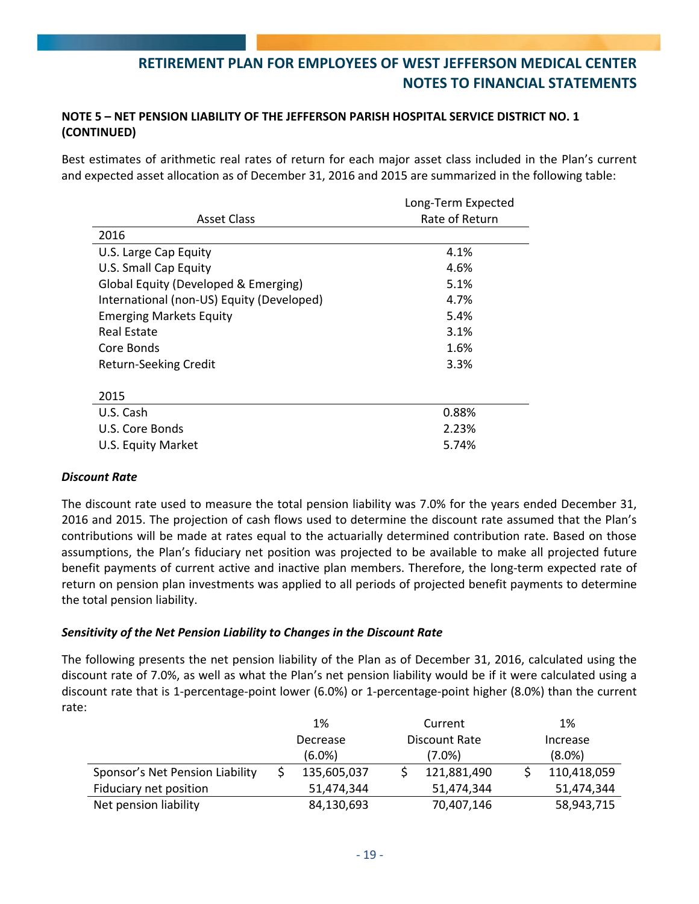## NOTE 5 – NET PENSION LIABILITY OF THE JEFFERSON PARISH HOSPITAL SERVICE DISTRICT NO. 1 (CONTINUED)

Best estimates of arithmetic real rates of return for each major asset class included in the Plan's current and expected asset allocation as of December 31, 2016 and 2015 are summarized in the following table:

| Asset Class | Long-Term Expected Rate of Return |
|---|---|
| **2016** | |
| U.S. Large Cap Equity | 4.1% |
| U.S. Small Cap Equity | 4.6% |
| Global Equity (Developed & Emerging) | 5.1% |
| International (non-US) Equity (Developed) | 4.7% |
| Emerging Markets Equity | 5.4% |
| Real Estate | 3.1% |
| Core Bonds | 1.6% |
| Return-Seeking Credit | 3.3% |
| **2015** | |
| U.S. Cash | 0.88% |
| U.S. Core Bonds | 2.23% |
| U.S. Equity Market | 5.74% |

### *Discount Rate*

The discount rate used to measure the total pension liability was 7.0% for the years ended December 31, 2016 and 2015. The projection of cash flows used to determine the discount rate assumed that the Plan's contributions will be made at rates equal to the actuarially determined contribution rate. Based on those assumptions, the Plan's fiduciary net position was projected to be available to make all projected future benefit payments of current active and inactive plan members. Therefore, the long-term expected rate of return on pension plan investments was applied to all periods of projected benefit payments to determine the total pension liability.

### *Sensitivity of the Net Pension Liability to Changes in the Discount Rate*

The following presents the net pension liability of the Plan as of December 31, 2016, calculated using the discount rate of 7.0%, as well as what the Plan's net pension liability would be if it were calculated using a discount rate that is 1-percentage-point lower (6.0%) or 1-percentage-point higher (8.0%) than the current rate:

| | 1% Decrease (6.0%) | Current Discount Rate (7.0%) | 1% Increase (8.0%) |
|---|---|---|---|
| Sponsor's Net Pension Liability | $ 135,605,037 | $ 121,881,490 | $ 110,418,059 |
| Fiduciary net position | 51,474,344 | 51,474,344 | 51,474,344 |
| Net pension liability | 84,130,693 | 70,407,146 | 58,943,715 |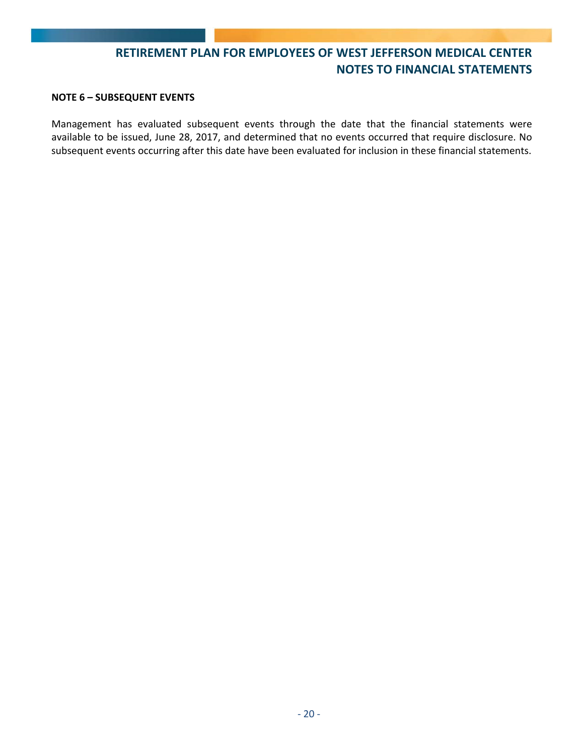**NOTE 6 – SUBSEQUENT EVENTS**

Management has evaluated subsequent events through the date that the financial statements were available to be issued, June 28, 2017, and determined that no events occurred that require disclosure. No subsequent events occurring after this date have been evaluated for inclusion in these financial statements.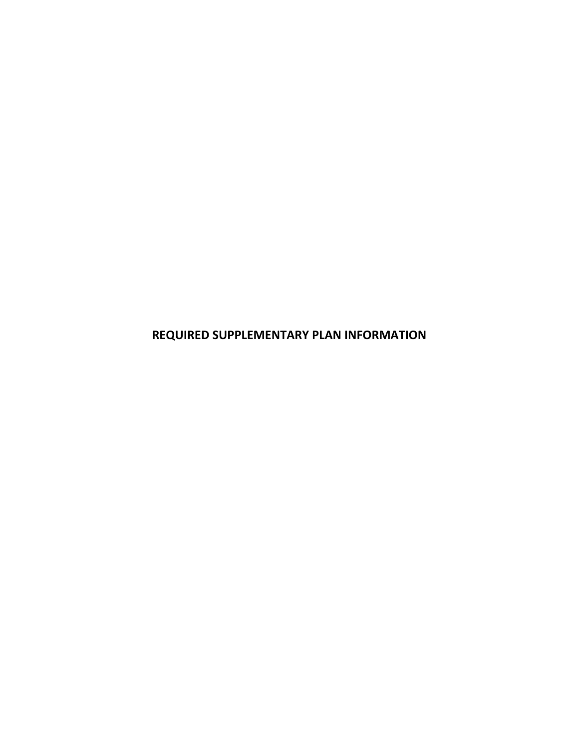# REQUIRED SUPPLEMENTARY PLAN INFORMATION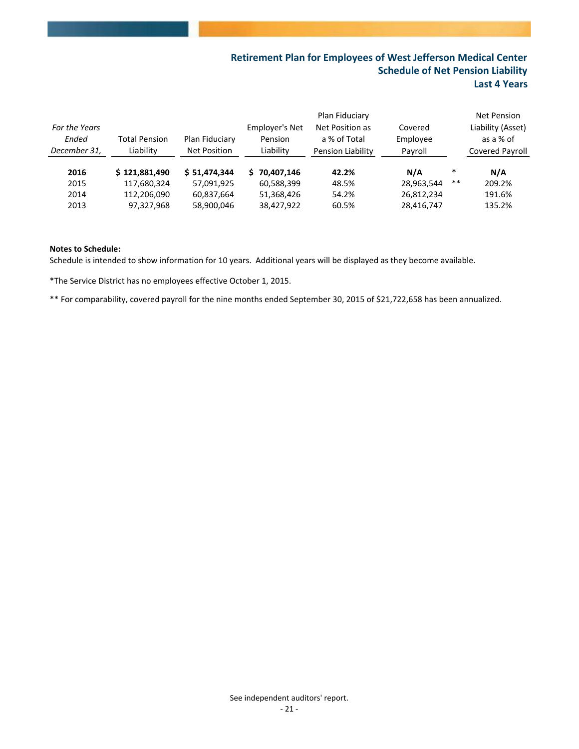# Retirement Plan for Employees of West Jefferson Medical Center
## Schedule of Net Pension Liability
## Last 4 Years

| *For the Years Ended December 31,* | Total Pension Liability | Plan Fiduciary Net Position | Employer's Net Pension Liability | Plan Fiduciary Net Position as a % of Total Pension Liability | Covered Employee Payroll | | Net Pension Liability (Asset) as a % of Covered Payroll |
|---|---|---|---|---|---|---|---|
| **2016** | **$ 121,881,490** | **$ 51,474,344** | **$ 70,407,146** | **42.2%** | **N/A** | * | **N/A** |
| 2015 | 117,680,324 | 57,091,925 | 60,588,399 | 48.5% | 28,963,544 | ** | 209.2% |
| 2014 | 112,206,090 | 60,837,664 | 51,368,426 | 54.2% | 26,812,234 | | 191.6% |
| 2013 | 97,327,968 | 58,900,046 | 38,427,922 | 60.5% | 28,416,747 | | 135.2% |

**Notes to Schedule:**

Schedule is intended to show information for 10 years. Additional years will be displayed as they become available.

*The Service District has no employees effective October 1, 2015.

** For comparability, covered payroll for the nine months ended September 30, 2015 of $21,722,658 has been annualized.

See independent auditors' report.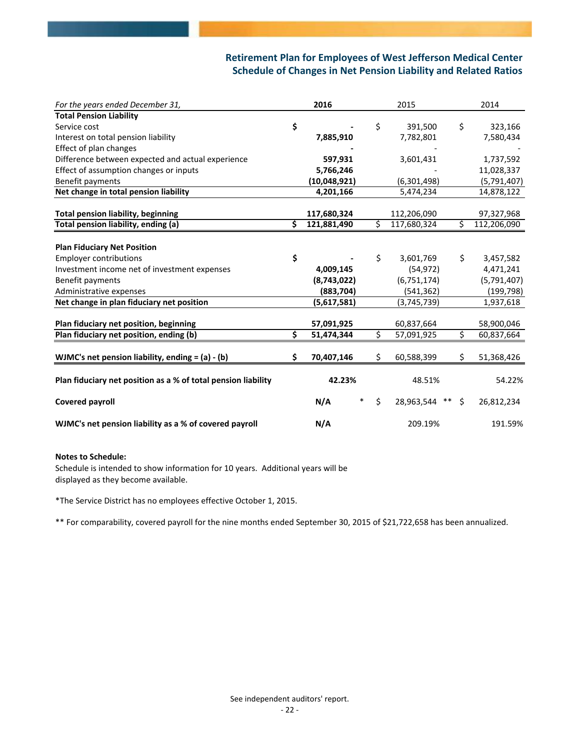## Retirement Plan for Employees of West Jefferson Medical Center
## Schedule of Changes in Net Pension Liability and Related Ratios

| *For the years ended December 31,* | **2016** | 2015 | 2014 |
|---|---|---|---|
| **Total Pension Liability** | | | |
| Service cost | **$ -** | $ 391,500 | $ 323,166 |
| Interest on total pension liability | **7,885,910** | 7,782,801 | 7,580,434 |
| Effect of plan changes | **-** | - | - |
| Difference between expected and actual experience | **597,931** | 3,601,431 | 1,737,592 |
| Effect of assumption changes or inputs | **5,766,246** | - | 11,028,337 |
| Benefit payments | **(10,048,921)** | (6,301,498) | (5,791,407) |
| **Net change in total pension liability** | **4,201,166** | 5,474,234 | 14,878,122 |
| | | | |
| **Total pension liability, beginning** | **117,680,324** | 112,206,090 | 97,327,968 |
| **Total pension liability, ending (a)** | **$ 121,881,490** | $ 117,680,324 | $ 112,206,090 |
| | | | |
| **Plan Fiduciary Net Position** | | | |
| Employer contributions | **$ -** | $ 3,601,769 | $ 3,457,582 |
| Investment income net of investment expenses | **4,009,145** | (54,972) | 4,471,241 |
| Benefit payments | **(8,743,022)** | (6,751,174) | (5,791,407) |
| Administrative expenses | **(883,704)** | (541,362) | (199,798) |
| **Net change in plan fiduciary net position** | **(5,617,581)** | (3,745,739) | 1,937,618 |
| | | | |
| **Plan fiduciary net position, beginning** | **57,091,925** | 60,837,664 | 58,900,046 |
| **Plan fiduciary net position, ending (b)** | **$ 51,474,344** | $ 57,091,925 | $ 60,837,664 |
| | | | |
| **WJMC's net pension liability, ending = (a) - (b)** | **$ 70,407,146** | $ 60,588,399 | $ 51,368,426 |
| | | | |
| **Plan fiduciary net position as a % of total pension liability** | **42.23%** | 48.51% | 54.22% |
| | | | |
| **Covered payroll** | **N/A** * | $ 28,963,544 ** | $ 26,812,234 |
| | | | |
| **WJMC's net pension liability as a % of covered payroll** | **N/A** | 209.19% | 191.59% |

**Notes to Schedule:**

Schedule is intended to show information for 10 years. Additional years will be displayed as they become available.

*The Service District has no employees effective October 1, 2015.

** For comparability, covered payroll for the nine months ended September 30, 2015 of $21,722,658 has been annualized.

See independent auditors' report.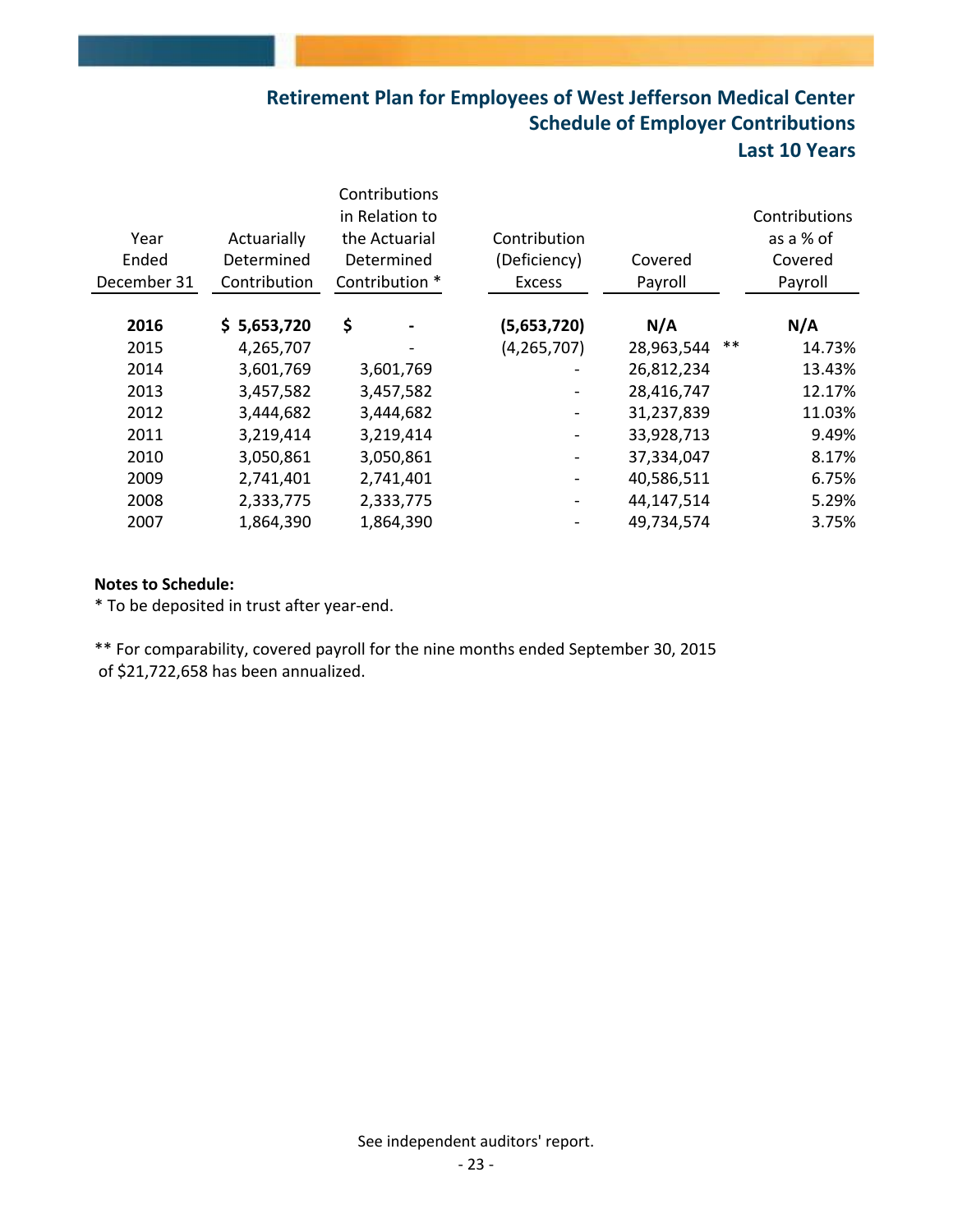# Retirement Plan for Employees of West Jefferson Medical Center

## Schedule of Employer Contributions

## Last 10 Years

| Year Ended December 31 | Actuarially Determined Contribution | Contributions in Relation to the Actuarial Determined Contribution * | Contribution (Deficiency) Excess | Covered Payroll | Contributions as a % of Covered Payroll |
|---|---|---|---|---|---|
| **2016** | **$ 5,653,720** | **$ -** | **(5,653,720)** | **N/A** | **N/A** |
| 2015 | 4,265,707 | - | (4,265,707) | 28,963,544 ** | 14.73% |
| 2014 | 3,601,769 | 3,601,769 | - | 26,812,234 | 13.43% |
| 2013 | 3,457,582 | 3,457,582 | - | 28,416,747 | 12.17% |
| 2012 | 3,444,682 | 3,444,682 | - | 31,237,839 | 11.03% |
| 2011 | 3,219,414 | 3,219,414 | - | 33,928,713 | 9.49% |
| 2010 | 3,050,861 | 3,050,861 | - | 37,334,047 | 8.17% |
| 2009 | 2,741,401 | 2,741,401 | - | 40,586,511 | 6.75% |
| 2008 | 2,333,775 | 2,333,775 | - | 44,147,514 | 5.29% |
| 2007 | 1,864,390 | 1,864,390 | - | 49,734,574 | 3.75% |

**Notes to Schedule:**

* To be deposited in trust after year-end.

** For comparability, covered payroll for the nine months ended September 30, 2015 of $21,722,658 has been annualized.

See independent auditors' report.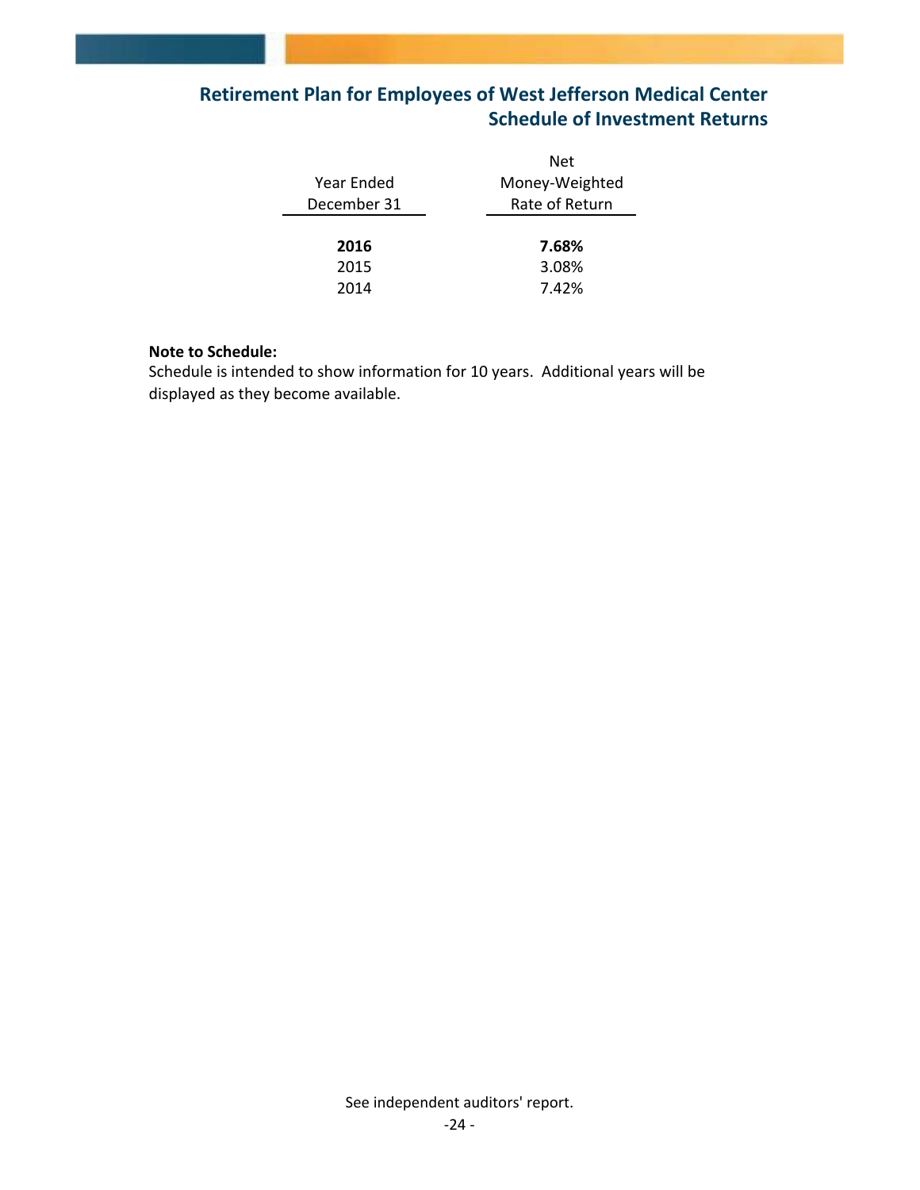## Retirement Plan for Employees of West Jefferson Medical Center
## Schedule of Investment Returns

| Year Ended December 31 | Net Money-Weighted Rate of Return |
|---|---|
| **2016** | **7.68%** |
| 2015 | 3.08% |
| 2014 | 7.42% |

**Note to Schedule:**
Schedule is intended to show information for 10 years. Additional years will be displayed as they become available.

See independent auditors' report.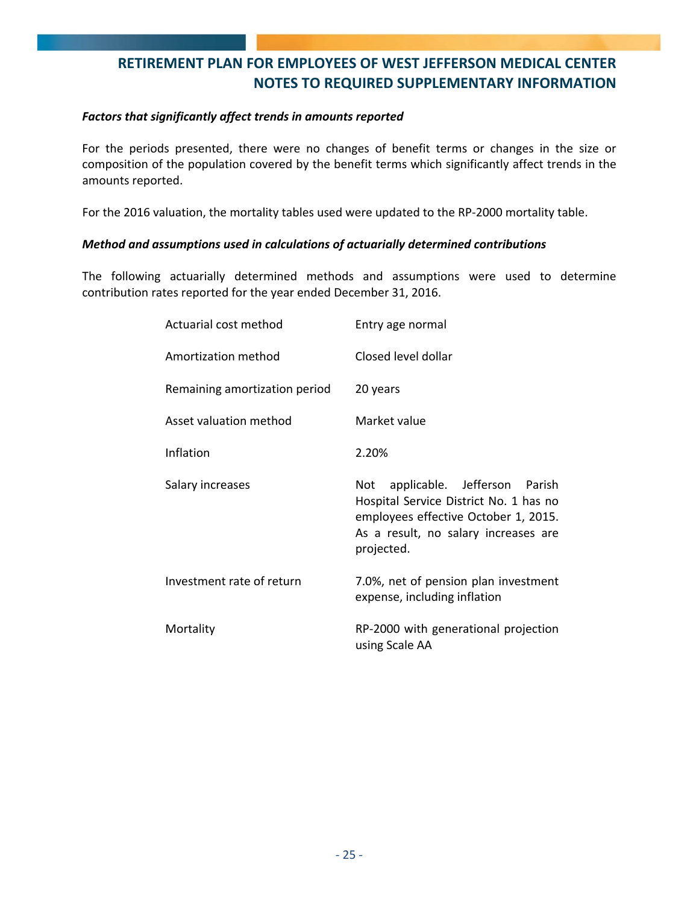# RETIREMENT PLAN FOR EMPLOYEES OF WEST JEFFERSON MEDICAL CENTER
## NOTES TO REQUIRED SUPPLEMENTARY INFORMATION

***Factors that significantly affect trends in amounts reported***

For the periods presented, there were no changes of benefit terms or changes in the size or composition of the population covered by the benefit terms which significantly affect trends in the amounts reported.

For the 2016 valuation, the mortality tables used were updated to the RP-2000 mortality table.

***Method and assumptions used in calculations of actuarially determined contributions***

The following actuarially determined methods and assumptions were used to determine contribution rates reported for the year ended December 31, 2016.

| | |
|---|---|
| Actuarial cost method | Entry age normal |
| Amortization method | Closed level dollar |
| Remaining amortization period | 20 years |
| Asset valuation method | Market value |
| Inflation | 2.20% |
| Salary increases | Not applicable. Jefferson Parish Hospital Service District No. 1 has no employees effective October 1, 2015. As a result, no salary increases are projected. |
| Investment rate of return | 7.0%, net of pension plan investment expense, including inflation |
| Mortality | RP-2000 with generational projection using Scale AA |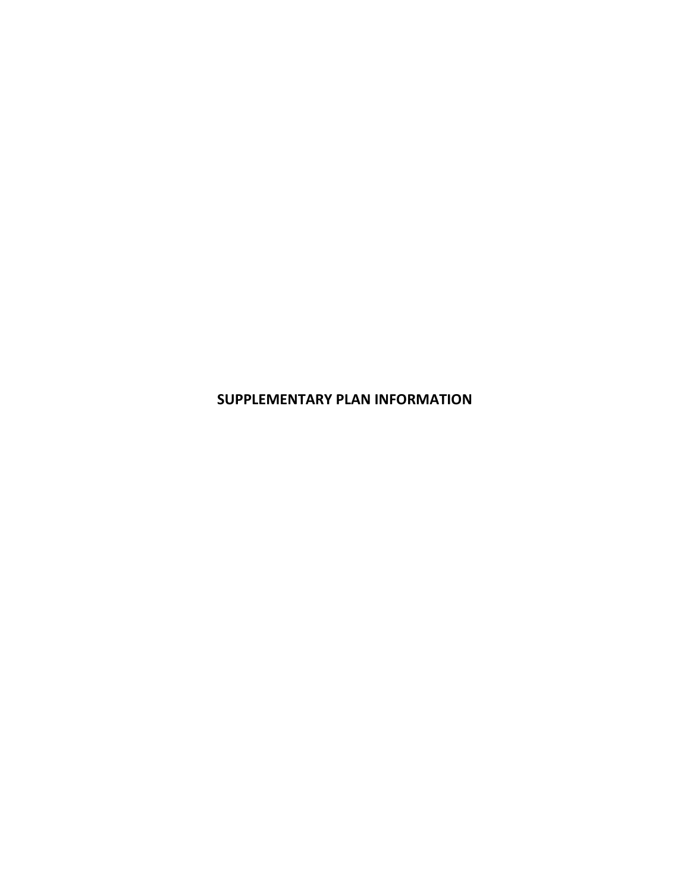# SUPPLEMENTARY PLAN INFORMATION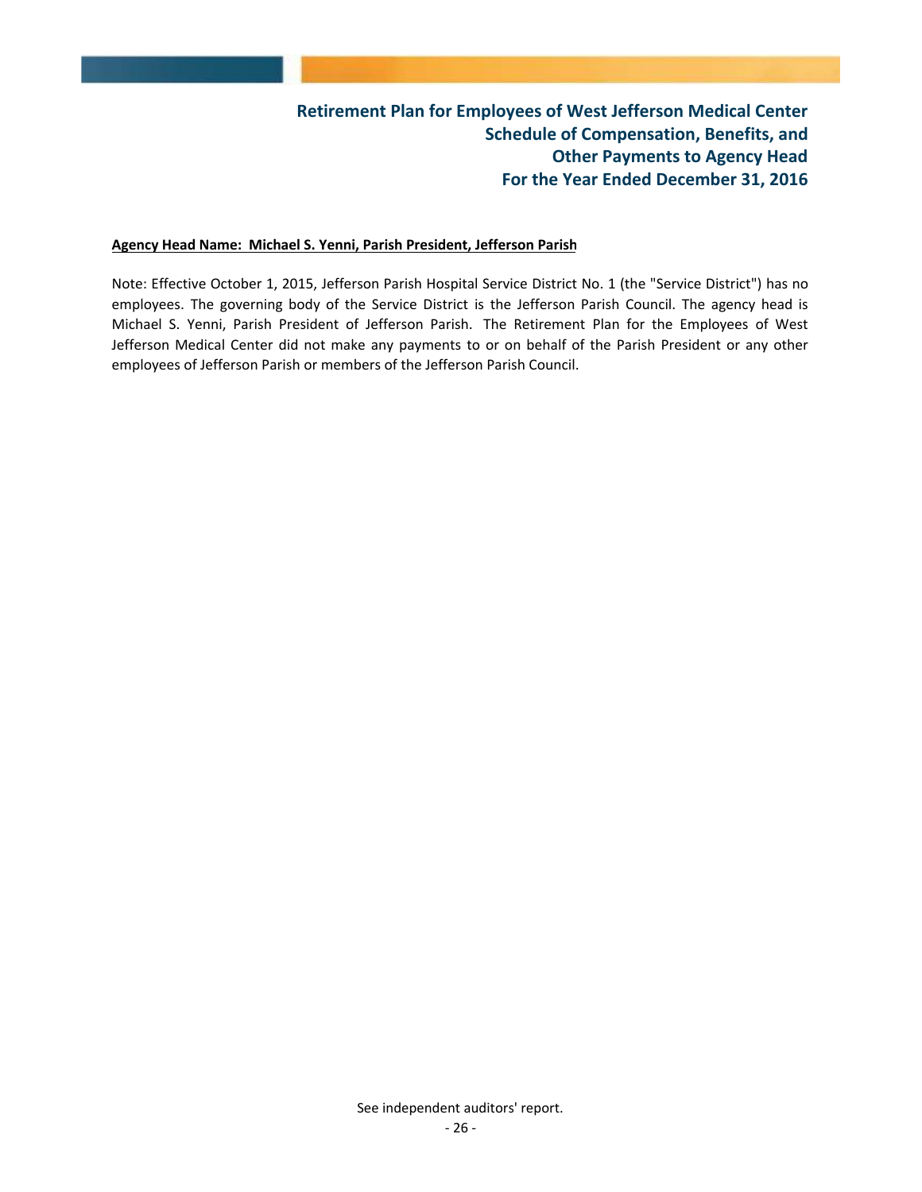# Retirement Plan for Employees of West Jefferson Medical Center
## Schedule of Compensation, Benefits, and Other Payments to Agency Head
## For the Year Ended December 31, 2016

**Agency Head Name: Michael S. Yenni, Parish President, Jefferson Parish**

Note: Effective October 1, 2015, Jefferson Parish Hospital Service District No. 1 (the "Service District") has no employees. The governing body of the Service District is the Jefferson Parish Council. The agency head is Michael S. Yenni, Parish President of Jefferson Parish. The Retirement Plan for the Employees of West Jefferson Medical Center did not make any payments to or on behalf of the Parish President or any other employees of Jefferson Parish or members of the Jefferson Parish Council.

See independent auditors' report.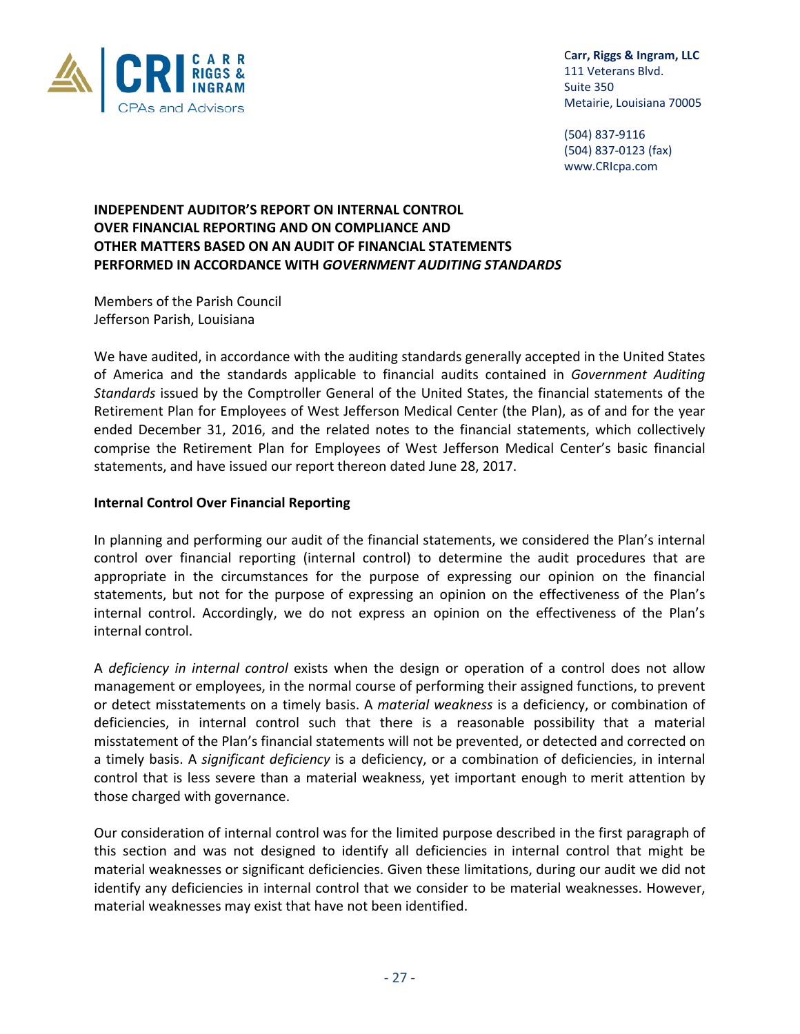Carr, Riggs & Ingram, LLC
111 Veterans Blvd.
Suite 350
Metairie, Louisiana 70005

(504) 837-9116
(504) 837-0123 (fax)
www.CRIcpa.com

**INDEPENDENT AUDITOR'S REPORT ON INTERNAL CONTROL OVER FINANCIAL REPORTING AND ON COMPLIANCE AND OTHER MATTERS BASED ON AN AUDIT OF FINANCIAL STATEMENTS PERFORMED IN ACCORDANCE WITH *GOVERNMENT AUDITING STANDARDS***

Members of the Parish Council
Jefferson Parish, Louisiana

We have audited, in accordance with the auditing standards generally accepted in the United States of America and the standards applicable to financial audits contained in *Government Auditing Standards* issued by the Comptroller General of the United States, the financial statements of the Retirement Plan for Employees of West Jefferson Medical Center (the Plan), as of and for the year ended December 31, 2016, and the related notes to the financial statements, which collectively comprise the Retirement Plan for Employees of West Jefferson Medical Center's basic financial statements, and have issued our report thereon dated June 28, 2017.

**Internal Control Over Financial Reporting**

In planning and performing our audit of the financial statements, we considered the Plan's internal control over financial reporting (internal control) to determine the audit procedures that are appropriate in the circumstances for the purpose of expressing our opinion on the financial statements, but not for the purpose of expressing an opinion on the effectiveness of the Plan's internal control. Accordingly, we do not express an opinion on the effectiveness of the Plan's internal control.

A *deficiency in internal control* exists when the design or operation of a control does not allow management or employees, in the normal course of performing their assigned functions, to prevent or detect misstatements on a timely basis. A *material weakness* is a deficiency, or combination of deficiencies, in internal control such that there is a reasonable possibility that a material misstatement of the Plan's financial statements will not be prevented, or detected and corrected on a timely basis. A *significant deficiency* is a deficiency, or a combination of deficiencies, in internal control that is less severe than a material weakness, yet important enough to merit attention by those charged with governance.

Our consideration of internal control was for the limited purpose described in the first paragraph of this section and was not designed to identify all deficiencies in internal control that might be material weaknesses or significant deficiencies. Given these limitations, during our audit we did not identify any deficiencies in internal control that we consider to be material weaknesses. However, material weaknesses may exist that have not been identified.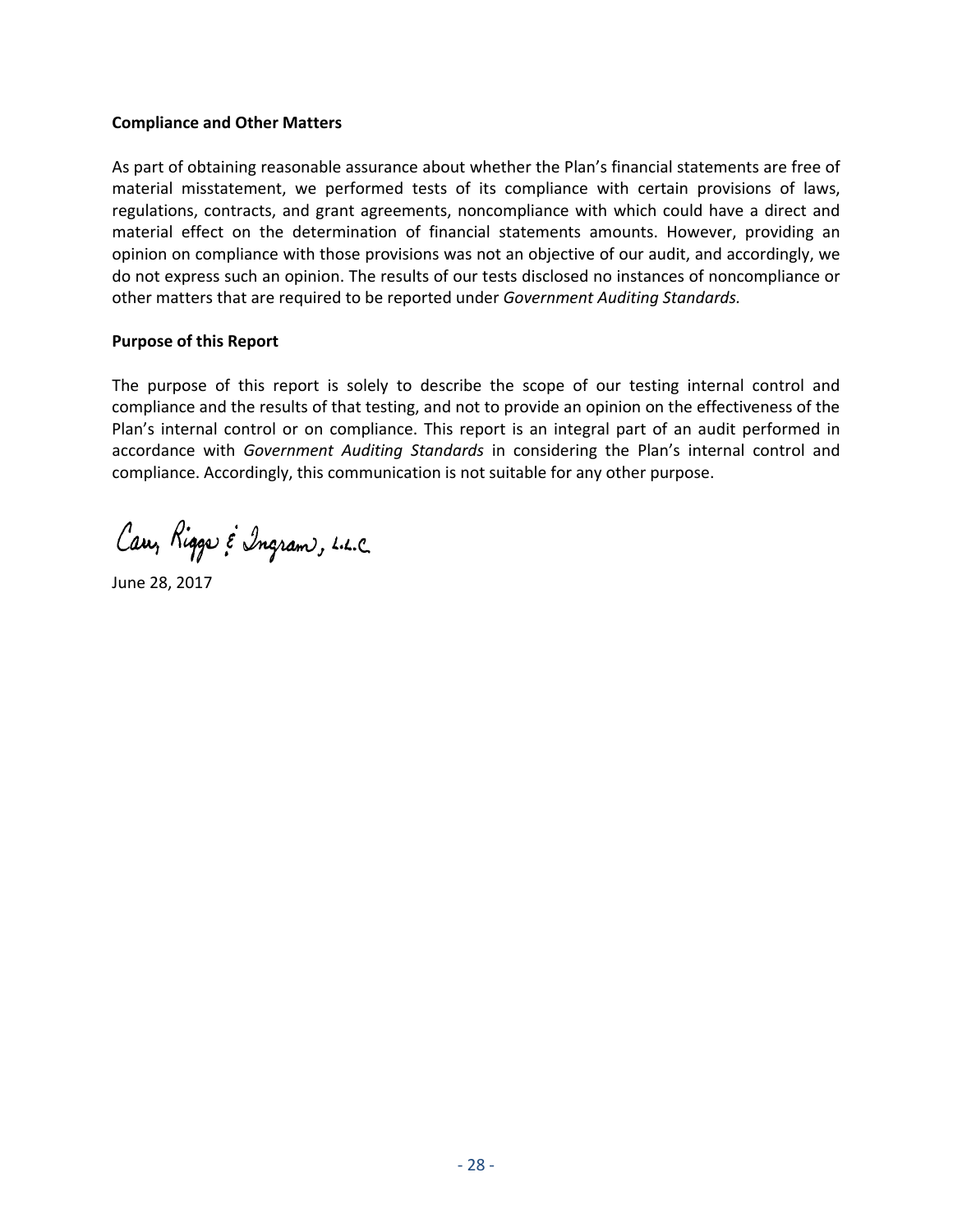**Compliance and Other Matters**

As part of obtaining reasonable assurance about whether the Plan's financial statements are free of material misstatement, we performed tests of its compliance with certain provisions of laws, regulations, contracts, and grant agreements, noncompliance with which could have a direct and material effect on the determination of financial statements amounts. However, providing an opinion on compliance with those provisions was not an objective of our audit, and accordingly, we do not express such an opinion. The results of our tests disclosed no instances of noncompliance or other matters that are required to be reported under *Government Auditing Standards.*

**Purpose of this Report**

The purpose of this report is solely to describe the scope of our testing internal control and compliance and the results of that testing, and not to provide an opinion on the effectiveness of the Plan's internal control or on compliance. This report is an integral part of an audit performed in accordance with *Government Auditing Standards* in considering the Plan's internal control and compliance. Accordingly, this communication is not suitable for any other purpose.

Carr, Riggs & Ingram, L.L.C.

June 28, 2017